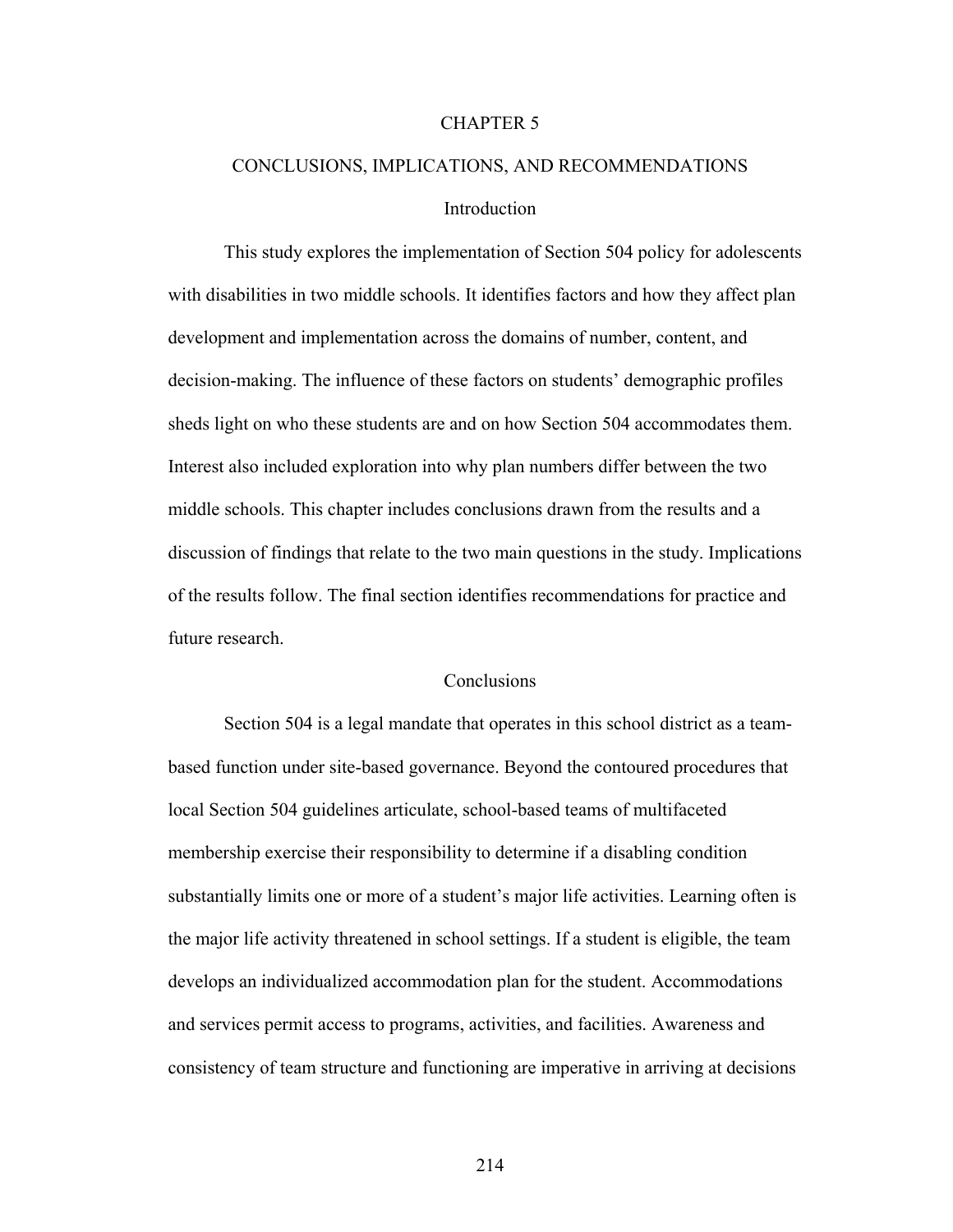# CHAPTER 5

# CONCLUSIONS, IMPLICATIONS, AND RECOMMENDATIONS

## Introduction

This study explores the implementation of Section 504 policy for adolescents with disabilities in two middle schools. It identifies factors and how they affect plan development and implementation across the domains of number, content, and decision-making. The influence of these factors on students' demographic profiles sheds light on who these students are and on how Section 504 accommodates them. Interest also included exploration into why plan numbers differ between the two middle schools. This chapter includes conclusions drawn from the results and a discussion of findings that relate to the two main questions in the study. Implications of the results follow. The final section identifies recommendations for practice and future research.

## Conclusions

Section 504 is a legal mandate that operates in this school district as a team-based function under site-based governance. Beyond the contoured procedures that local Section 504 guidelines articulate, school-based teams of multifaceted membership exercise their responsibility to determine if a disabling condition substantially limits one or more of a student's major life activities. Learning often is the major life activity threatened in school settings. If a student is eligible, the team develops an individualized accommodation plan for the student. Accommodations and services permit access to programs, activities, and facilities. Awareness and consistency of team structure and functioning are imperative in arriving at decisions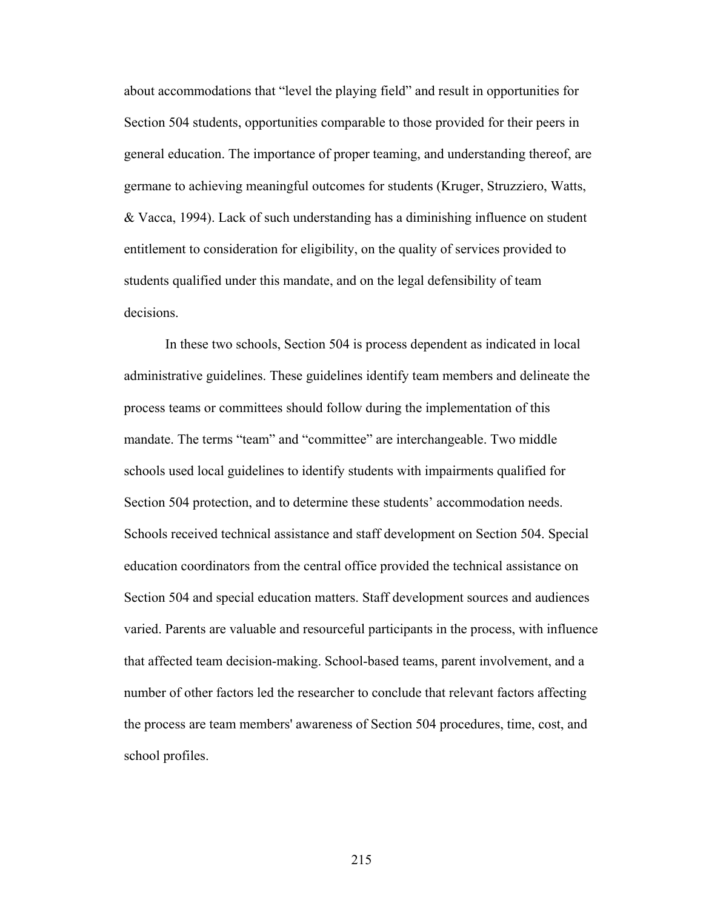about accommodations that "level the playing field" and result in opportunities for Section 504 students, opportunities comparable to those provided for their peers in general education. The importance of proper teaming, and understanding thereof, are germane to achieving meaningful outcomes for students (Kruger, Struzziero, Watts, & Vacca, 1994). Lack of such understanding has a diminishing influence on student entitlement to consideration for eligibility, on the quality of services provided to students qualified under this mandate, and on the legal defensibility of team decisions.

In these two schools, Section 504 is process dependent as indicated in local administrative guidelines. These guidelines identify team members and delineate the process teams or committees should follow during the implementation of this mandate. The terms "team" and "committee" are interchangeable. Two middle schools used local guidelines to identify students with impairments qualified for Section 504 protection, and to determine these students' accommodation needs. Schools received technical assistance and staff development on Section 504. Special education coordinators from the central office provided the technical assistance on Section 504 and special education matters. Staff development sources and audiences varied. Parents are valuable and resourceful participants in the process, with influence that affected team decision-making. School-based teams, parent involvement, and a number of other factors led the researcher to conclude that relevant factors affecting the process are team members' awareness of Section 504 procedures, time, cost, and school profiles.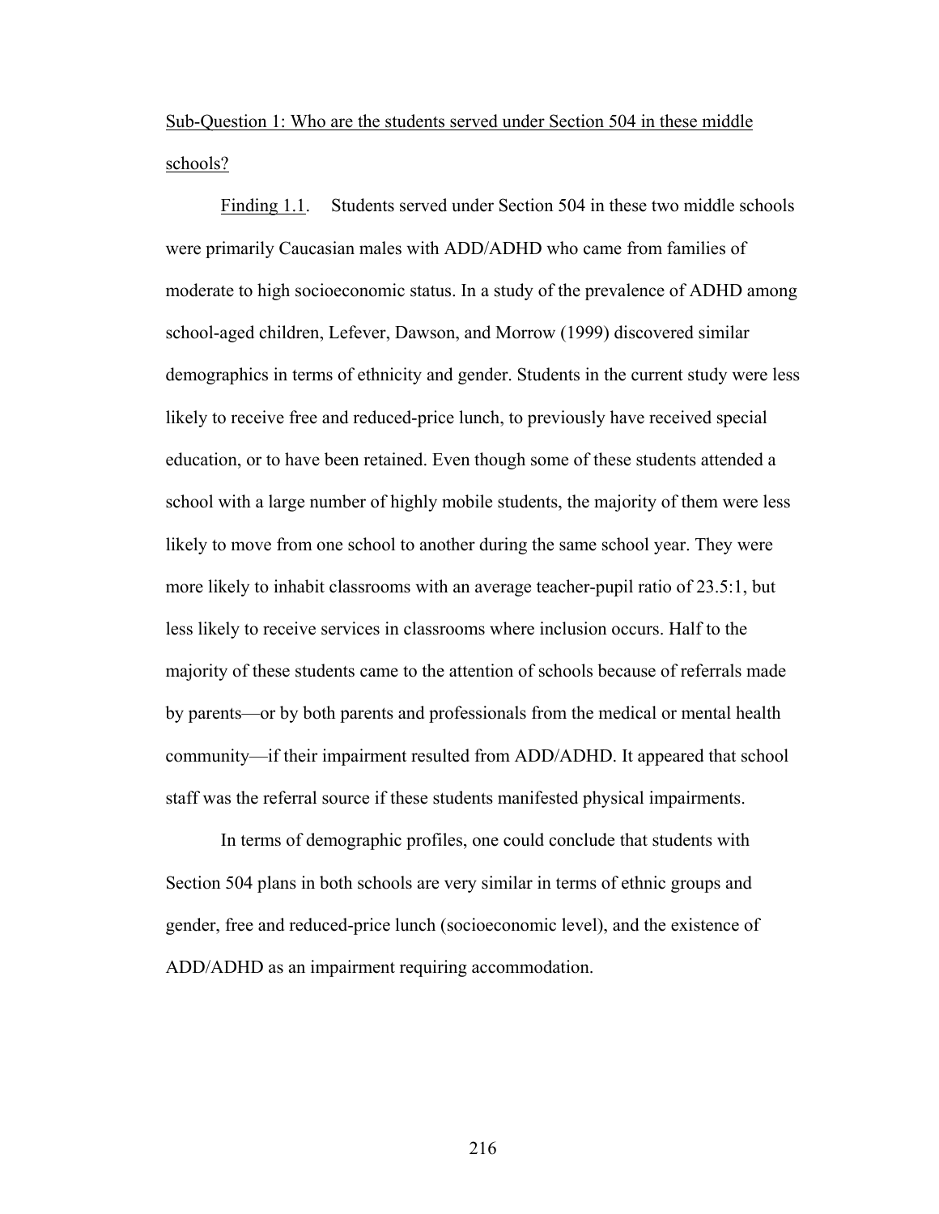<u>Sub-Question 1: Who are the students served under Section 504 in these middle schools?</u>

<u>Finding 1.1</u>. Students served under Section 504 in these two middle schools were primarily Caucasian males with ADD/ADHD who came from families of moderate to high socioeconomic status. In a study of the prevalence of ADHD among school-aged children, Lefever, Dawson, and Morrow (1999) discovered similar demographics in terms of ethnicity and gender. Students in the current study were less likely to receive free and reduced-price lunch, to previously have received special education, or to have been retained. Even though some of these students attended a school with a large number of highly mobile students, the majority of them were less likely to move from one school to another during the same school year. They were more likely to inhabit classrooms with an average teacher-pupil ratio of 23.5:1, but less likely to receive services in classrooms where inclusion occurs. Half to the majority of these students came to the attention of schools because of referrals made by parents—or by both parents and professionals from the medical or mental health community—if their impairment resulted from ADD/ADHD. It appeared that school staff was the referral source if these students manifested physical impairments.

In terms of demographic profiles, one could conclude that students with Section 504 plans in both schools are very similar in terms of ethnic groups and gender, free and reduced-price lunch (socioeconomic level), and the existence of ADD/ADHD as an impairment requiring accommodation.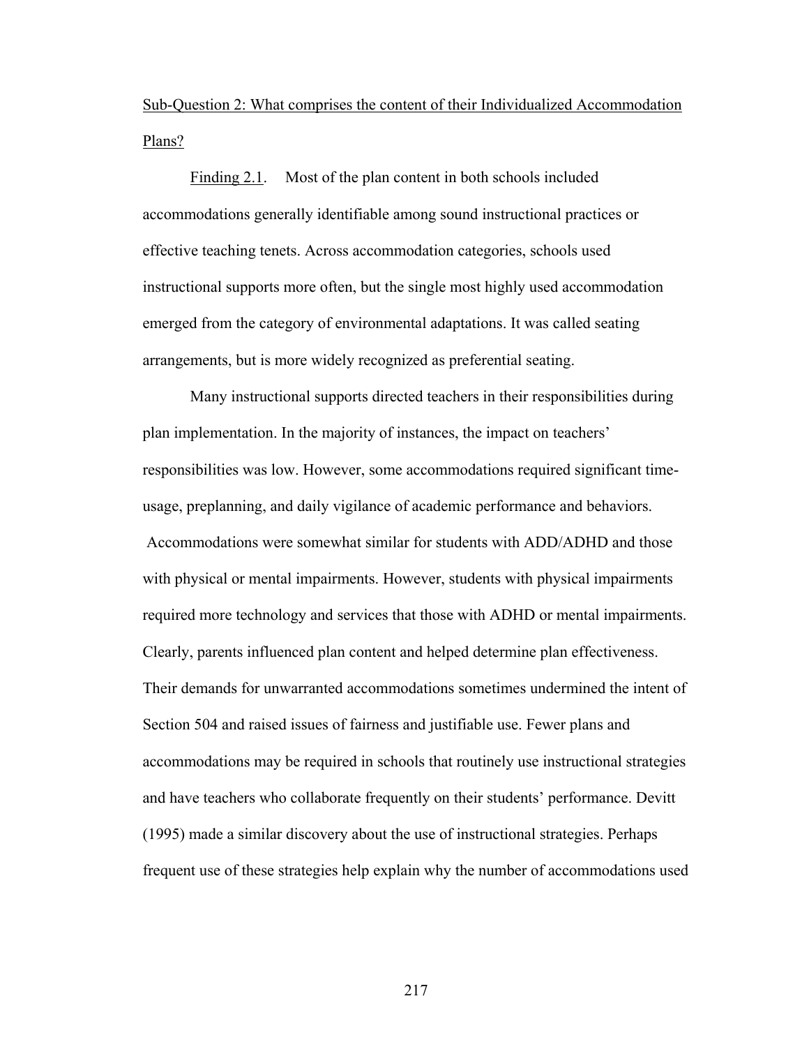<u>Sub-Question 2: What comprises the content of their Individualized Accommodation Plans?</u>

<u>Finding 2.1</u>. Most of the plan content in both schools included accommodations generally identifiable among sound instructional practices or effective teaching tenets. Across accommodation categories, schools used instructional supports more often, but the single most highly used accommodation emerged from the category of environmental adaptations. It was called seating arrangements, but is more widely recognized as preferential seating.

Many instructional supports directed teachers in their responsibilities during plan implementation. In the majority of instances, the impact on teachers' responsibilities was low. However, some accommodations required significant time-usage, preplanning, and daily vigilance of academic performance and behaviors. Accommodations were somewhat similar for students with ADD/ADHD and those with physical or mental impairments. However, students with physical impairments required more technology and services that those with ADHD or mental impairments. Clearly, parents influenced plan content and helped determine plan effectiveness. Their demands for unwarranted accommodations sometimes undermined the intent of Section 504 and raised issues of fairness and justifiable use. Fewer plans and accommodations may be required in schools that routinely use instructional strategies and have teachers who collaborate frequently on their students' performance. Devitt (1995) made a similar discovery about the use of instructional strategies. Perhaps frequent use of these strategies help explain why the number of accommodations used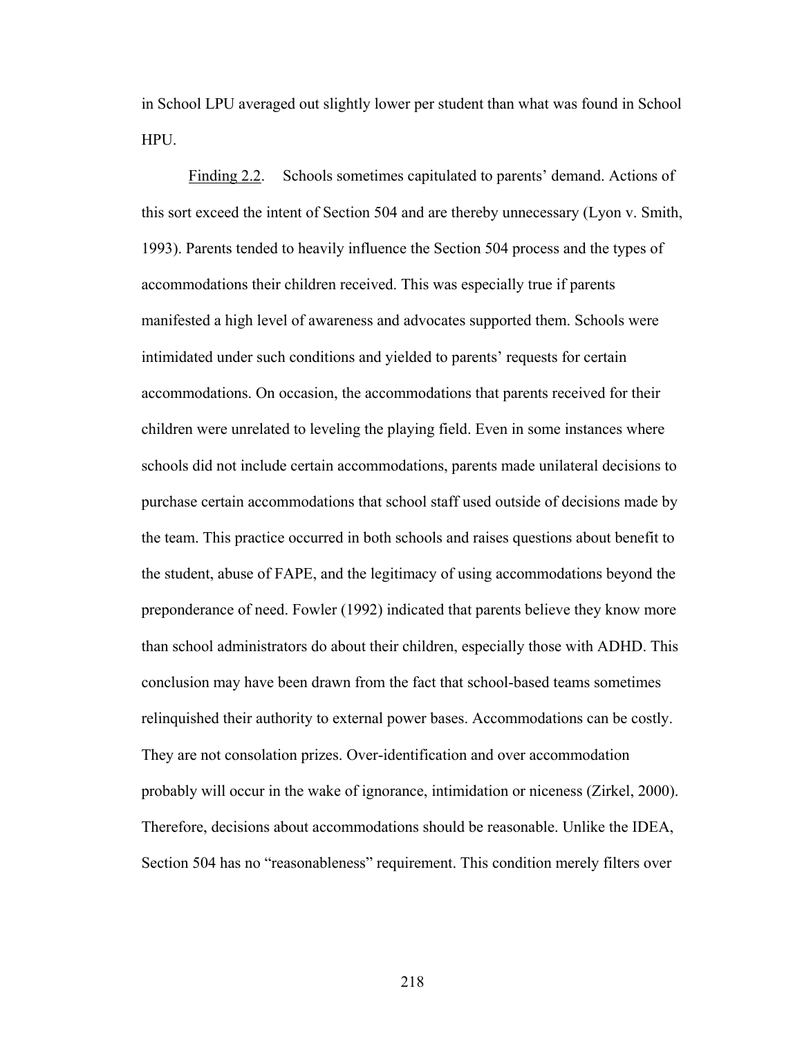in School LPU averaged out slightly lower per student than what was found in School HPU.

Finding 2.2. Schools sometimes capitulated to parents' demand. Actions of this sort exceed the intent of Section 504 and are thereby unnecessary (Lyon v. Smith, 1993). Parents tended to heavily influence the Section 504 process and the types of accommodations their children received. This was especially true if parents manifested a high level of awareness and advocates supported them. Schools were intimidated under such conditions and yielded to parents' requests for certain accommodations. On occasion, the accommodations that parents received for their children were unrelated to leveling the playing field. Even in some instances where schools did not include certain accommodations, parents made unilateral decisions to purchase certain accommodations that school staff used outside of decisions made by the team. This practice occurred in both schools and raises questions about benefit to the student, abuse of FAPE, and the legitimacy of using accommodations beyond the preponderance of need. Fowler (1992) indicated that parents believe they know more than school administrators do about their children, especially those with ADHD. This conclusion may have been drawn from the fact that school-based teams sometimes relinquished their authority to external power bases. Accommodations can be costly. They are not consolation prizes. Over-identification and over accommodation probably will occur in the wake of ignorance, intimidation or niceness (Zirkel, 2000). Therefore, decisions about accommodations should be reasonable. Unlike the IDEA, Section 504 has no "reasonableness" requirement. This condition merely filters over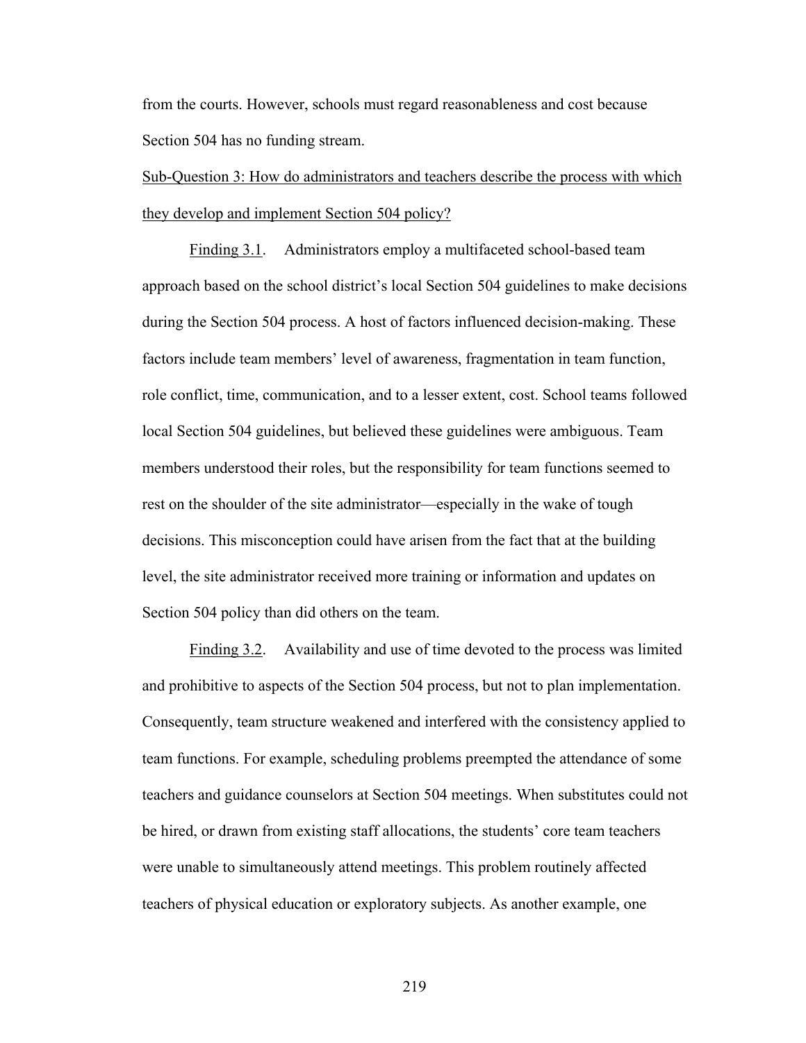from the courts. However, schools must regard reasonableness and cost because Section 504 has no funding stream.

<u>Sub-Question 3: How do administrators and teachers describe the process with which they develop and implement Section 504 policy?</u>

<u>Finding 3.1</u>. Administrators employ a multifaceted school-based team approach based on the school district's local Section 504 guidelines to make decisions during the Section 504 process. A host of factors influenced decision-making. These factors include team members' level of awareness, fragmentation in team function, role conflict, time, communication, and to a lesser extent, cost. School teams followed local Section 504 guidelines, but believed these guidelines were ambiguous. Team members understood their roles, but the responsibility for team functions seemed to rest on the shoulder of the site administrator—especially in the wake of tough decisions. This misconception could have arisen from the fact that at the building level, the site administrator received more training or information and updates on Section 504 policy than did others on the team.

<u>Finding 3.2</u>. Availability and use of time devoted to the process was limited and prohibitive to aspects of the Section 504 process, but not to plan implementation. Consequently, team structure weakened and interfered with the consistency applied to team functions. For example, scheduling problems preempted the attendance of some teachers and guidance counselors at Section 504 meetings. When substitutes could not be hired, or drawn from existing staff allocations, the students' core team teachers were unable to simultaneously attend meetings. This problem routinely affected teachers of physical education or exploratory subjects. As another example, one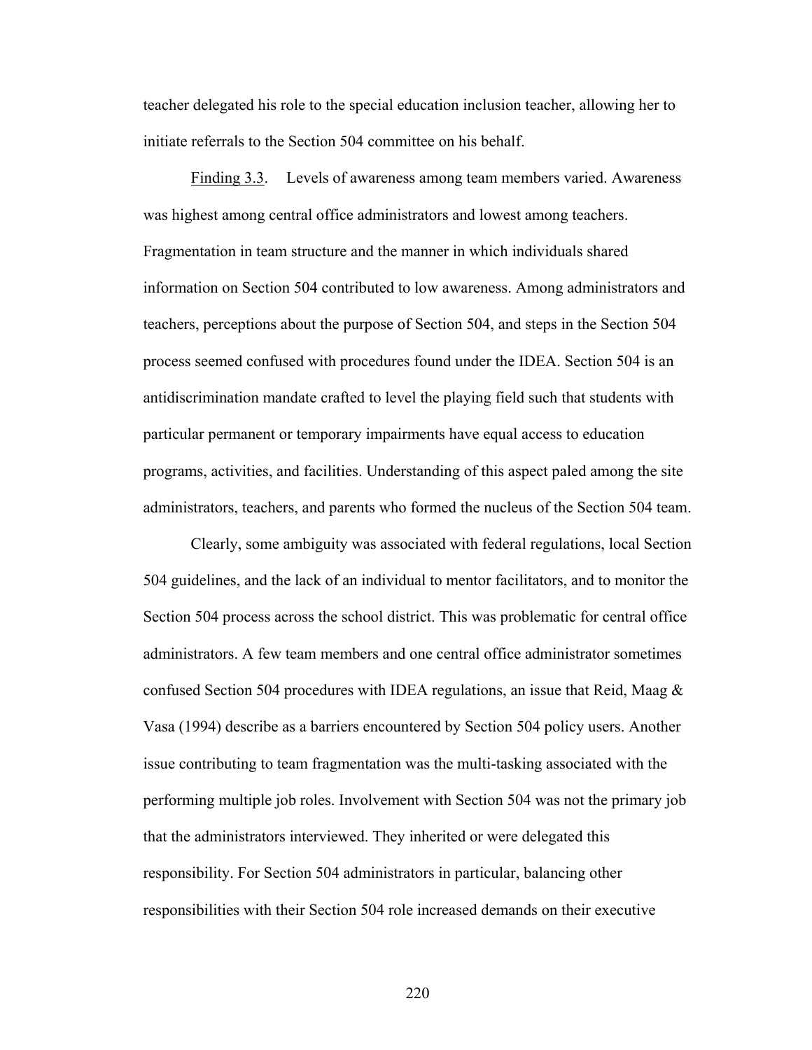teacher delegated his role to the special education inclusion teacher, allowing her to initiate referrals to the Section 504 committee on his behalf.

Finding 3.3. Levels of awareness among team members varied. Awareness was highest among central office administrators and lowest among teachers. Fragmentation in team structure and the manner in which individuals shared information on Section 504 contributed to low awareness. Among administrators and teachers, perceptions about the purpose of Section 504, and steps in the Section 504 process seemed confused with procedures found under the IDEA. Section 504 is an antidiscrimination mandate crafted to level the playing field such that students with particular permanent or temporary impairments have equal access to education programs, activities, and facilities. Understanding of this aspect paled among the site administrators, teachers, and parents who formed the nucleus of the Section 504 team.

Clearly, some ambiguity was associated with federal regulations, local Section 504 guidelines, and the lack of an individual to mentor facilitators, and to monitor the Section 504 process across the school district. This was problematic for central office administrators. A few team members and one central office administrator sometimes confused Section 504 procedures with IDEA regulations, an issue that Reid, Maag & Vasa (1994) describe as a barriers encountered by Section 504 policy users. Another issue contributing to team fragmentation was the multi-tasking associated with the performing multiple job roles. Involvement with Section 504 was not the primary job that the administrators interviewed. They inherited or were delegated this responsibility. For Section 504 administrators in particular, balancing other responsibilities with their Section 504 role increased demands on their executive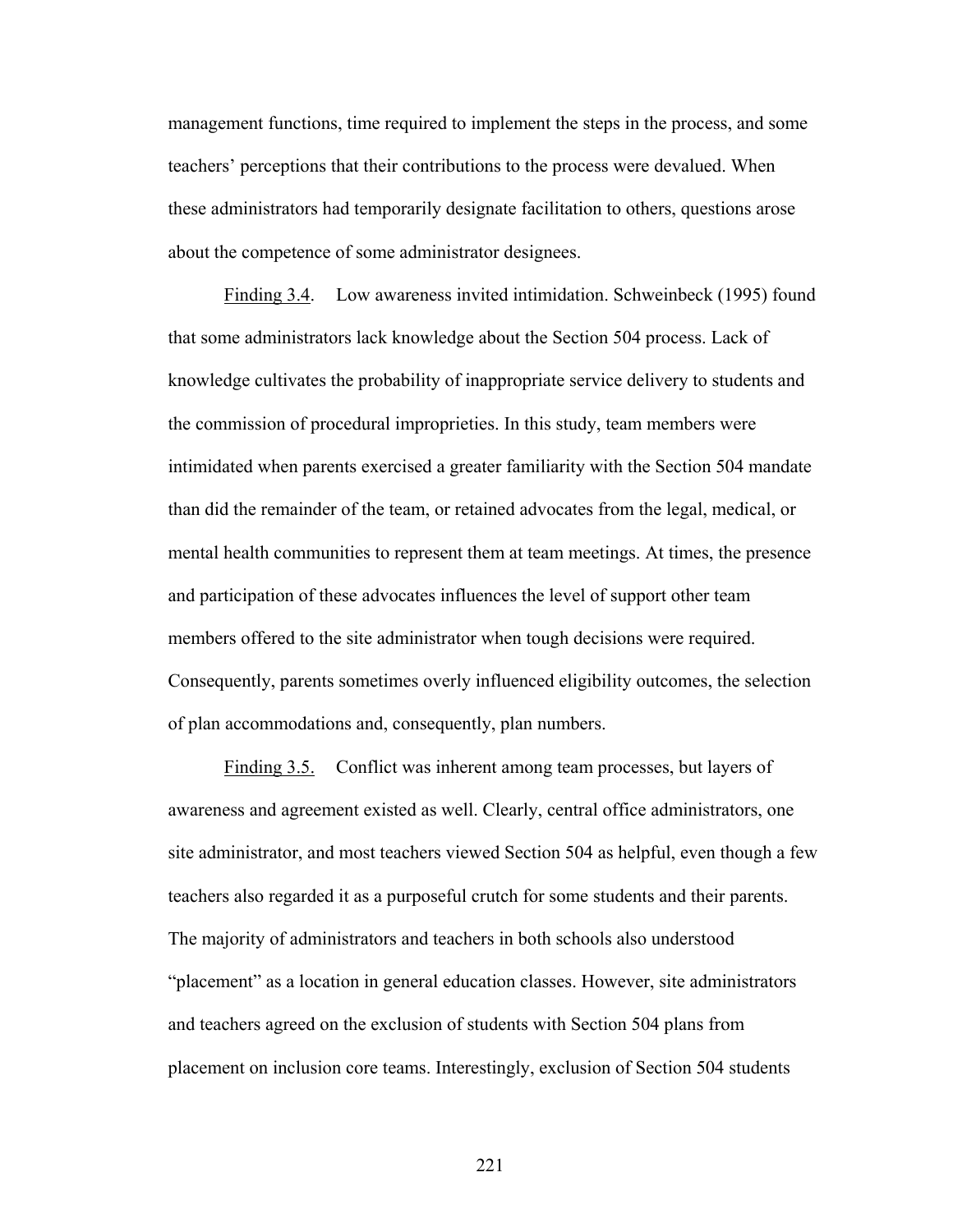management functions, time required to implement the steps in the process, and some teachers' perceptions that their contributions to the process were devalued. When these administrators had temporarily designate facilitation to others, questions arose about the competence of some administrator designees.

<u>Finding 3.4</u>. Low awareness invited intimidation. Schweinbeck (1995) found that some administrators lack knowledge about the Section 504 process. Lack of knowledge cultivates the probability of inappropriate service delivery to students and the commission of procedural improprieties. In this study, team members were intimidated when parents exercised a greater familiarity with the Section 504 mandate than did the remainder of the team, or retained advocates from the legal, medical, or mental health communities to represent them at team meetings. At times, the presence and participation of these advocates influences the level of support other team members offered to the site administrator when tough decisions were required. Consequently, parents sometimes overly influenced eligibility outcomes, the selection of plan accommodations and, consequently, plan numbers.

<u>Finding 3.5.</u> Conflict was inherent among team processes, but layers of awareness and agreement existed as well. Clearly, central office administrators, one site administrator, and most teachers viewed Section 504 as helpful, even though a few teachers also regarded it as a purposeful crutch for some students and their parents. The majority of administrators and teachers in both schools also understood "placement" as a location in general education classes. However, site administrators and teachers agreed on the exclusion of students with Section 504 plans from placement on inclusion core teams. Interestingly, exclusion of Section 504 students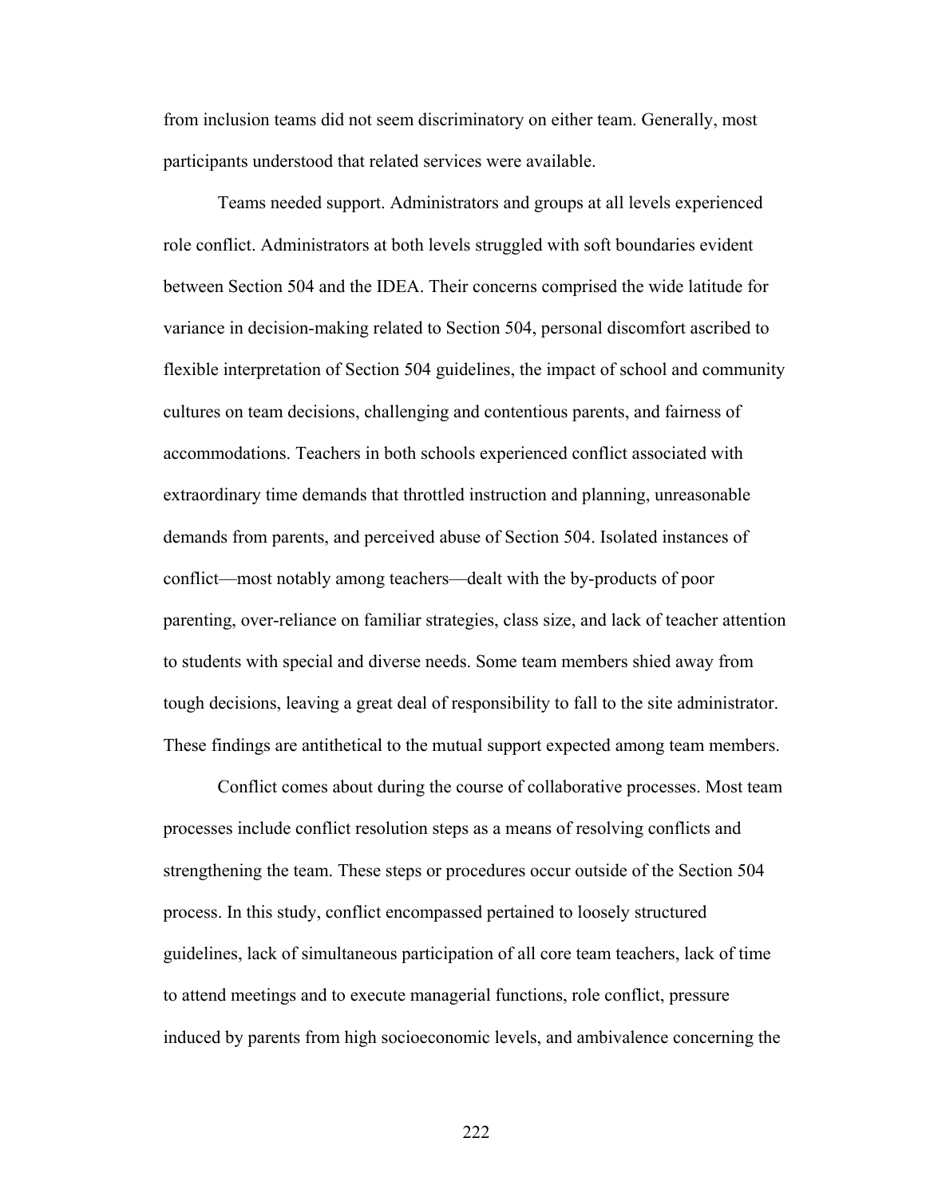from inclusion teams did not seem discriminatory on either team. Generally, most participants understood that related services were available.

Teams needed support. Administrators and groups at all levels experienced role conflict. Administrators at both levels struggled with soft boundaries evident between Section 504 and the IDEA. Their concerns comprised the wide latitude for variance in decision-making related to Section 504, personal discomfort ascribed to flexible interpretation of Section 504 guidelines, the impact of school and community cultures on team decisions, challenging and contentious parents, and fairness of accommodations. Teachers in both schools experienced conflict associated with extraordinary time demands that throttled instruction and planning, unreasonable demands from parents, and perceived abuse of Section 504. Isolated instances of conflict—most notably among teachers—dealt with the by-products of poor parenting, over-reliance on familiar strategies, class size, and lack of teacher attention to students with special and diverse needs. Some team members shied away from tough decisions, leaving a great deal of responsibility to fall to the site administrator. These findings are antithetical to the mutual support expected among team members.

Conflict comes about during the course of collaborative processes. Most team processes include conflict resolution steps as a means of resolving conflicts and strengthening the team. These steps or procedures occur outside of the Section 504 process. In this study, conflict encompassed pertained to loosely structured guidelines, lack of simultaneous participation of all core team teachers, lack of time to attend meetings and to execute managerial functions, role conflict, pressure induced by parents from high socioeconomic levels, and ambivalence concerning the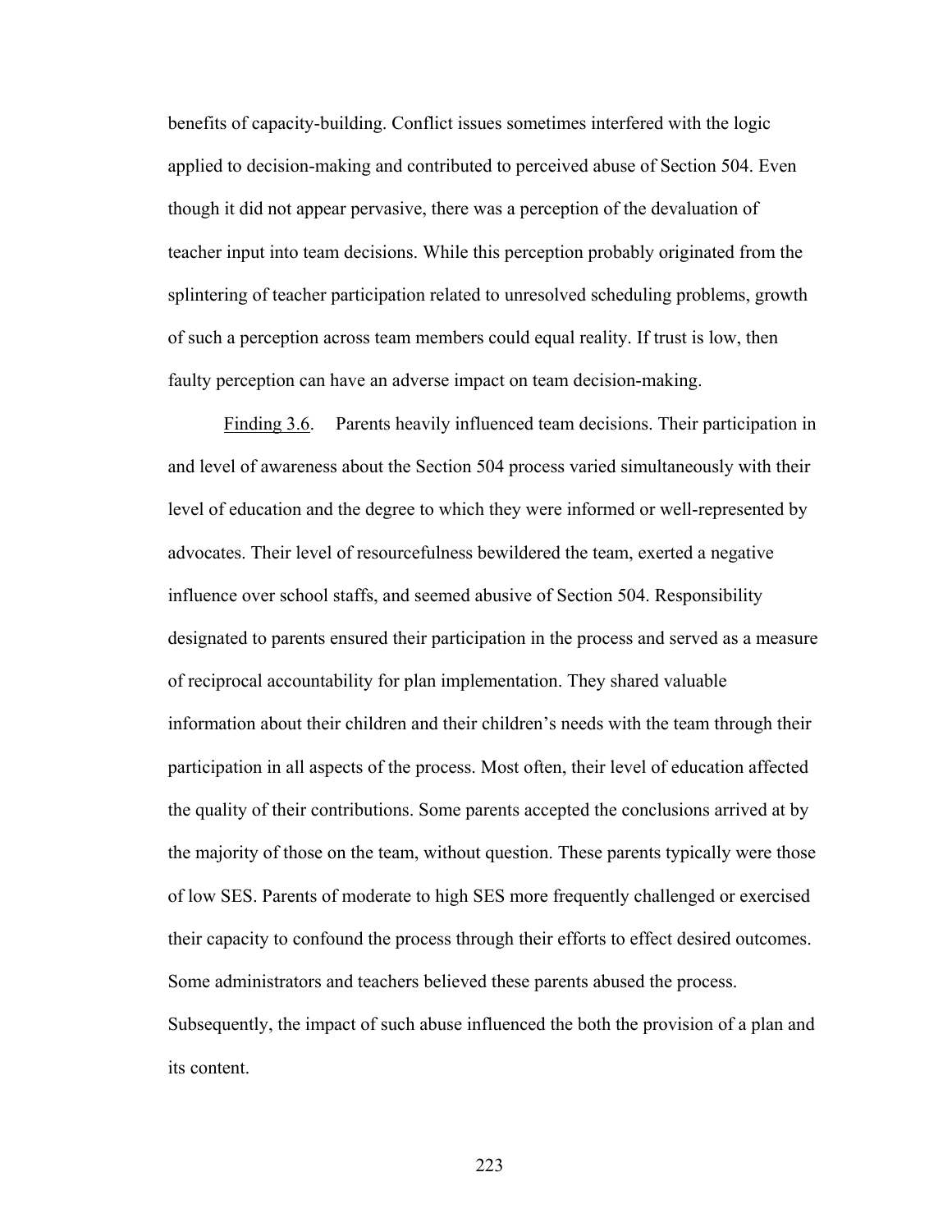benefits of capacity-building. Conflict issues sometimes interfered with the logic applied to decision-making and contributed to perceived abuse of Section 504. Even though it did not appear pervasive, there was a perception of the devaluation of teacher input into team decisions. While this perception probably originated from the splintering of teacher participation related to unresolved scheduling problems, growth of such a perception across team members could equal reality. If trust is low, then faulty perception can have an adverse impact on team decision-making.

Finding 3.6. Parents heavily influenced team decisions. Their participation in and level of awareness about the Section 504 process varied simultaneously with their level of education and the degree to which they were informed or well-represented by advocates. Their level of resourcefulness bewildered the team, exerted a negative influence over school staffs, and seemed abusive of Section 504. Responsibility designated to parents ensured their participation in the process and served as a measure of reciprocal accountability for plan implementation. They shared valuable information about their children and their children's needs with the team through their participation in all aspects of the process. Most often, their level of education affected the quality of their contributions. Some parents accepted the conclusions arrived at by the majority of those on the team, without question. These parents typically were those of low SES. Parents of moderate to high SES more frequently challenged or exercised their capacity to confound the process through their efforts to effect desired outcomes. Some administrators and teachers believed these parents abused the process. Subsequently, the impact of such abuse influenced the both the provision of a plan and its content.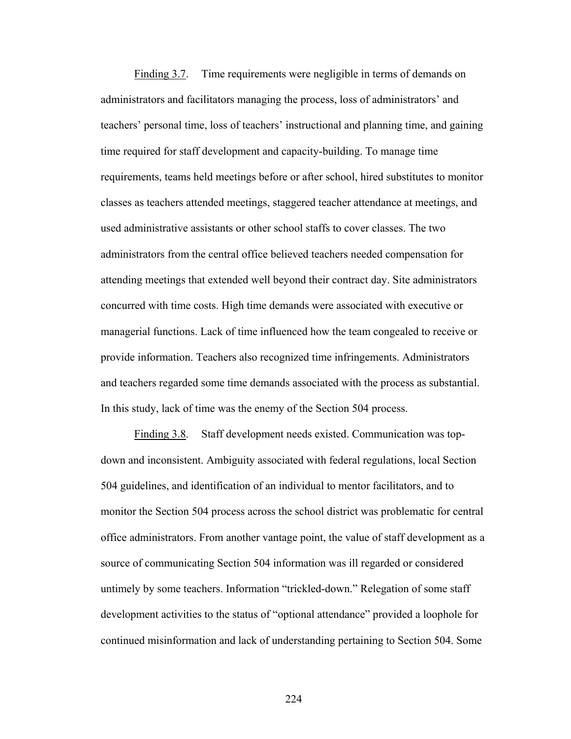Finding 3.7. Time requirements were negligible in terms of demands on administrators and facilitators managing the process, loss of administrators' and teachers' personal time, loss of teachers' instructional and planning time, and gaining time required for staff development and capacity-building. To manage time requirements, teams held meetings before or after school, hired substitutes to monitor classes as teachers attended meetings, staggered teacher attendance at meetings, and used administrative assistants or other school staffs to cover classes. The two administrators from the central office believed teachers needed compensation for attending meetings that extended well beyond their contract day. Site administrators concurred with time costs. High time demands were associated with executive or managerial functions. Lack of time influenced how the team congealed to receive or provide information. Teachers also recognized time infringements. Administrators and teachers regarded some time demands associated with the process as substantial. In this study, lack of time was the enemy of the Section 504 process.

Finding 3.8. Staff development needs existed. Communication was top-down and inconsistent. Ambiguity associated with federal regulations, local Section 504 guidelines, and identification of an individual to mentor facilitators, and to monitor the Section 504 process across the school district was problematic for central office administrators. From another vantage point, the value of staff development as a source of communicating Section 504 information was ill regarded or considered untimely by some teachers. Information "trickled-down." Relegation of some staff development activities to the status of "optional attendance" provided a loophole for continued misinformation and lack of understanding pertaining to Section 504. Some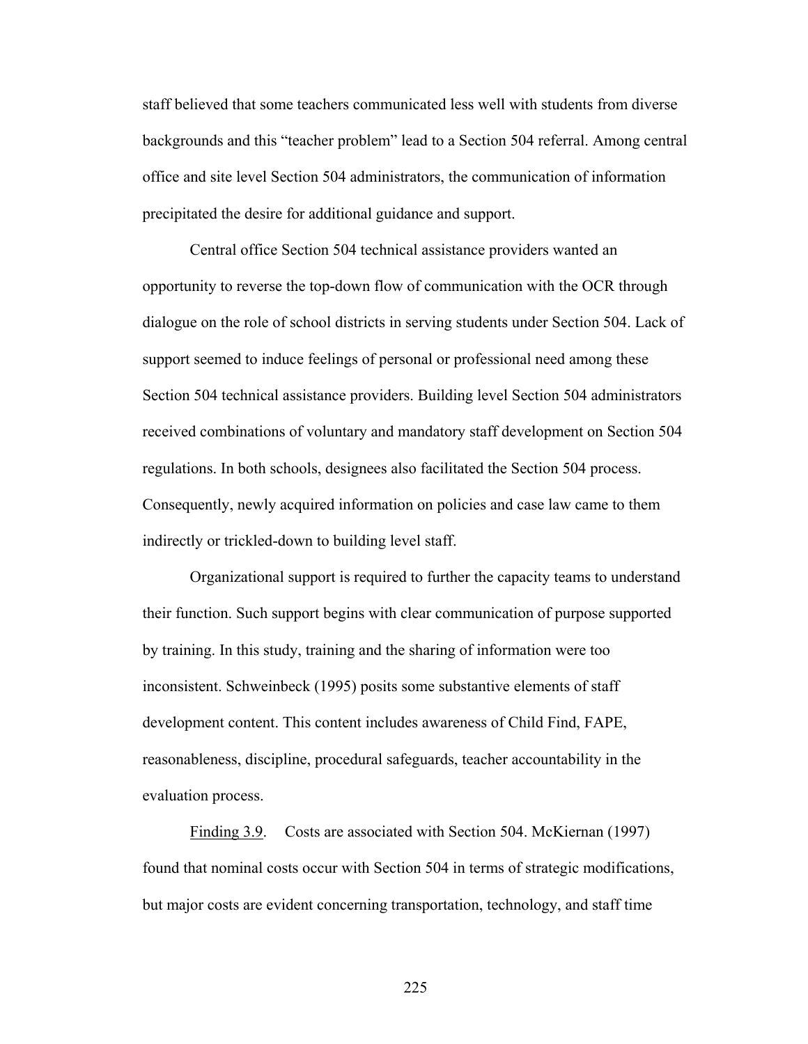staff believed that some teachers communicated less well with students from diverse backgrounds and this "teacher problem" lead to a Section 504 referral. Among central office and site level Section 504 administrators, the communication of information precipitated the desire for additional guidance and support.

Central office Section 504 technical assistance providers wanted an opportunity to reverse the top-down flow of communication with the OCR through dialogue on the role of school districts in serving students under Section 504. Lack of support seemed to induce feelings of personal or professional need among these Section 504 technical assistance providers. Building level Section 504 administrators received combinations of voluntary and mandatory staff development on Section 504 regulations. In both schools, designees also facilitated the Section 504 process. Consequently, newly acquired information on policies and case law came to them indirectly or trickled-down to building level staff.

Organizational support is required to further the capacity teams to understand their function. Such support begins with clear communication of purpose supported by training. In this study, training and the sharing of information were too inconsistent. Schweinbeck (1995) posits some substantive elements of staff development content. This content includes awareness of Child Find, FAPE, reasonableness, discipline, procedural safeguards, teacher accountability in the evaluation process.

Finding 3.9. Costs are associated with Section 504. McKiernan (1997) found that nominal costs occur with Section 504 in terms of strategic modifications, but major costs are evident concerning transportation, technology, and staff time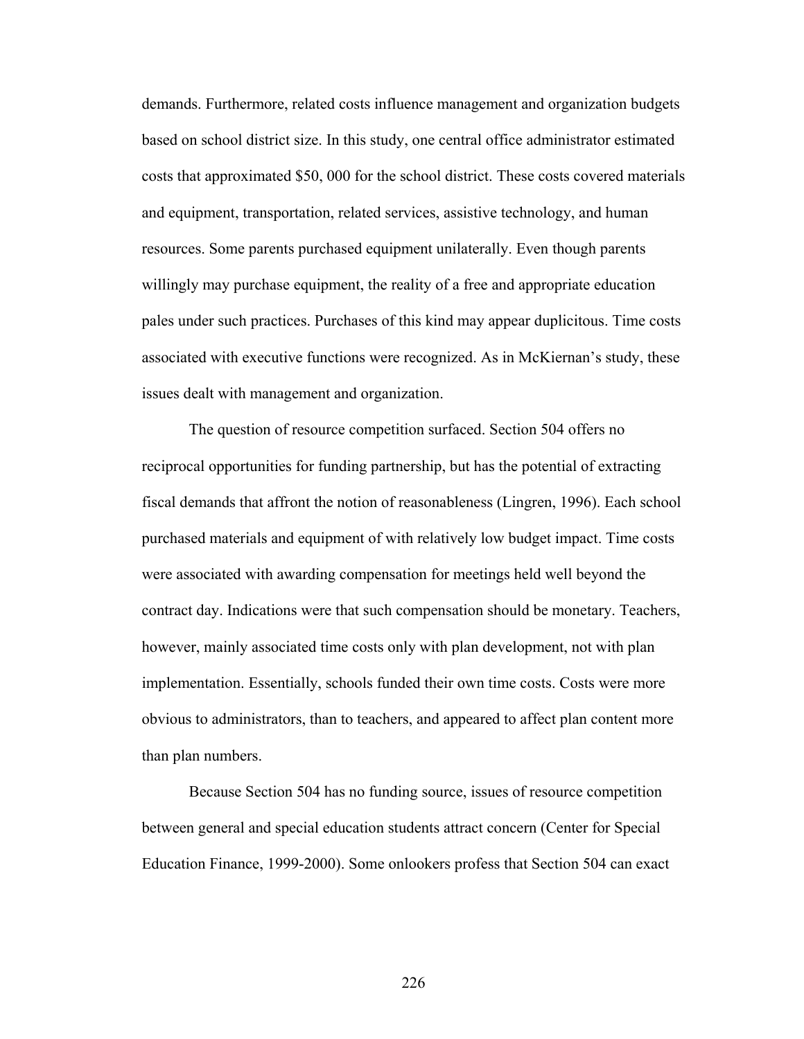demands. Furthermore, related costs influence management and organization budgets based on school district size. In this study, one central office administrator estimated costs that approximated $50, 000 for the school district. These costs covered materials and equipment, transportation, related services, assistive technology, and human resources. Some parents purchased equipment unilaterally. Even though parents willingly may purchase equipment, the reality of a free and appropriate education pales under such practices. Purchases of this kind may appear duplicitous. Time costs associated with executive functions were recognized. As in McKiernan's study, these issues dealt with management and organization.

The question of resource competition surfaced. Section 504 offers no reciprocal opportunities for funding partnership, but has the potential of extracting fiscal demands that affront the notion of reasonableness (Lingren, 1996). Each school purchased materials and equipment of with relatively low budget impact. Time costs were associated with awarding compensation for meetings held well beyond the contract day. Indications were that such compensation should be monetary. Teachers, however, mainly associated time costs only with plan development, not with plan implementation. Essentially, schools funded their own time costs. Costs were more obvious to administrators, than to teachers, and appeared to affect plan content more than plan numbers.

Because Section 504 has no funding source, issues of resource competition between general and special education students attract concern (Center for Special Education Finance, 1999-2000). Some onlookers profess that Section 504 can exact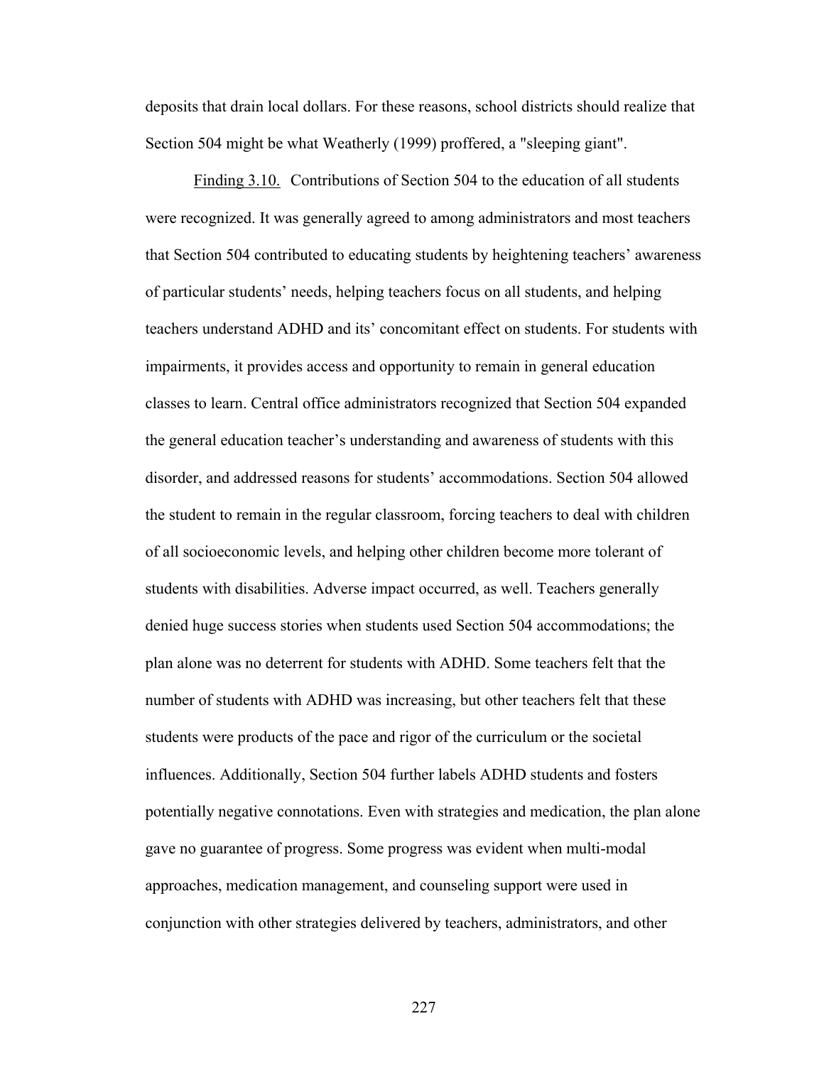deposits that drain local dollars. For these reasons, school districts should realize that Section 504 might be what Weatherly (1999) proffered, a "sleeping giant".

Finding 3.10. Contributions of Section 504 to the education of all students were recognized. It was generally agreed to among administrators and most teachers that Section 504 contributed to educating students by heightening teachers' awareness of particular students' needs, helping teachers focus on all students, and helping teachers understand ADHD and its' concomitant effect on students. For students with impairments, it provides access and opportunity to remain in general education classes to learn. Central office administrators recognized that Section 504 expanded the general education teacher's understanding and awareness of students with this disorder, and addressed reasons for students' accommodations. Section 504 allowed the student to remain in the regular classroom, forcing teachers to deal with children of all socioeconomic levels, and helping other children become more tolerant of students with disabilities. Adverse impact occurred, as well. Teachers generally denied huge success stories when students used Section 504 accommodations; the plan alone was no deterrent for students with ADHD. Some teachers felt that the number of students with ADHD was increasing, but other teachers felt that these students were products of the pace and rigor of the curriculum or the societal influences. Additionally, Section 504 further labels ADHD students and fosters potentially negative connotations. Even with strategies and medication, the plan alone gave no guarantee of progress. Some progress was evident when multi-modal approaches, medication management, and counseling support were used in conjunction with other strategies delivered by teachers, administrators, and other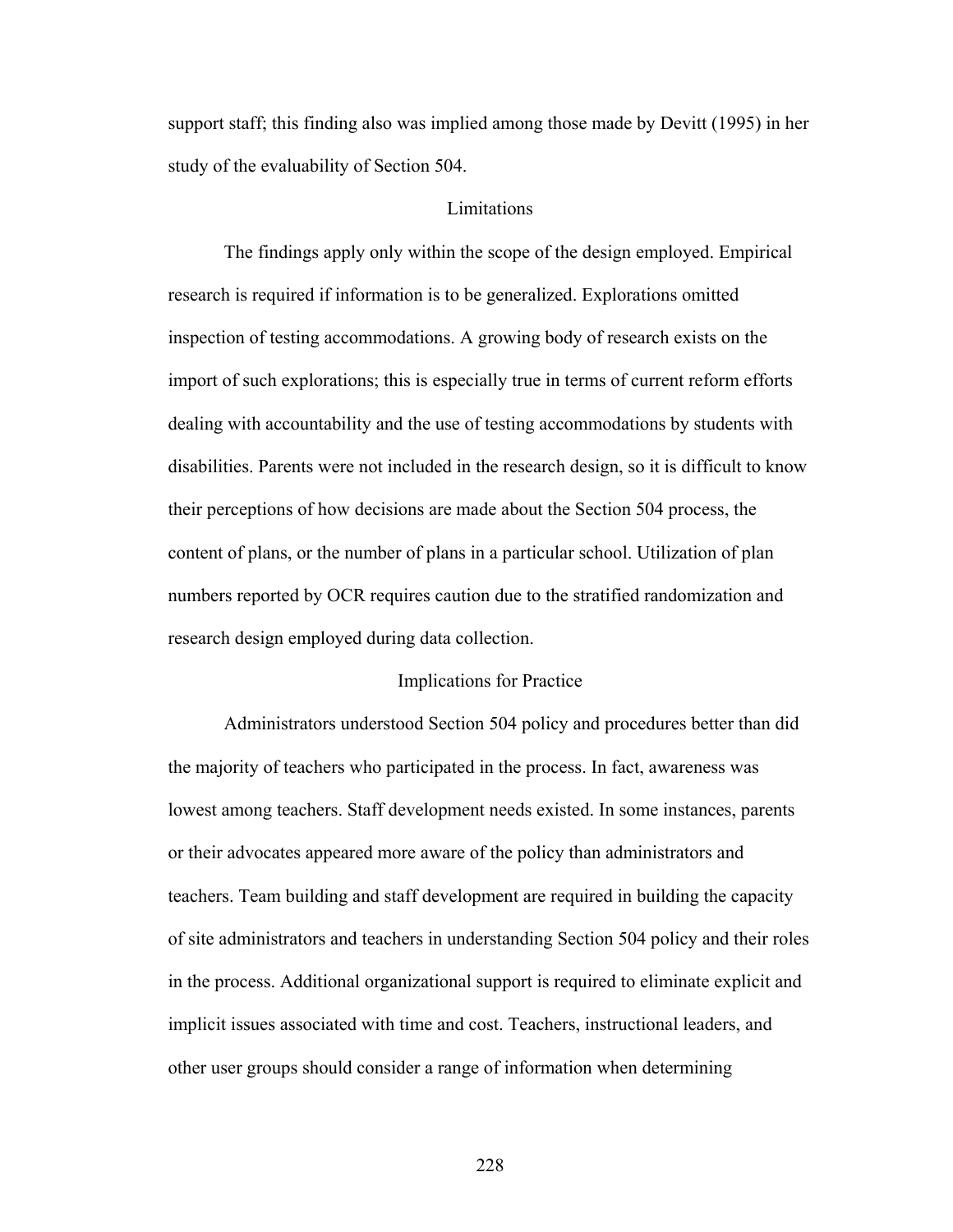support staff; this finding also was implied among those made by Devitt (1995) in her study of the evaluability of Section 504.

## Limitations

The findings apply only within the scope of the design employed. Empirical research is required if information is to be generalized. Explorations omitted inspection of testing accommodations. A growing body of research exists on the import of such explorations; this is especially true in terms of current reform efforts dealing with accountability and the use of testing accommodations by students with disabilities. Parents were not included in the research design, so it is difficult to know their perceptions of how decisions are made about the Section 504 process, the content of plans, or the number of plans in a particular school. Utilization of plan numbers reported by OCR requires caution due to the stratified randomization and research design employed during data collection.

## Implications for Practice

Administrators understood Section 504 policy and procedures better than did the majority of teachers who participated in the process. In fact, awareness was lowest among teachers. Staff development needs existed. In some instances, parents or their advocates appeared more aware of the policy than administrators and teachers. Team building and staff development are required in building the capacity of site administrators and teachers in understanding Section 504 policy and their roles in the process. Additional organizational support is required to eliminate explicit and implicit issues associated with time and cost. Teachers, instructional leaders, and other user groups should consider a range of information when determining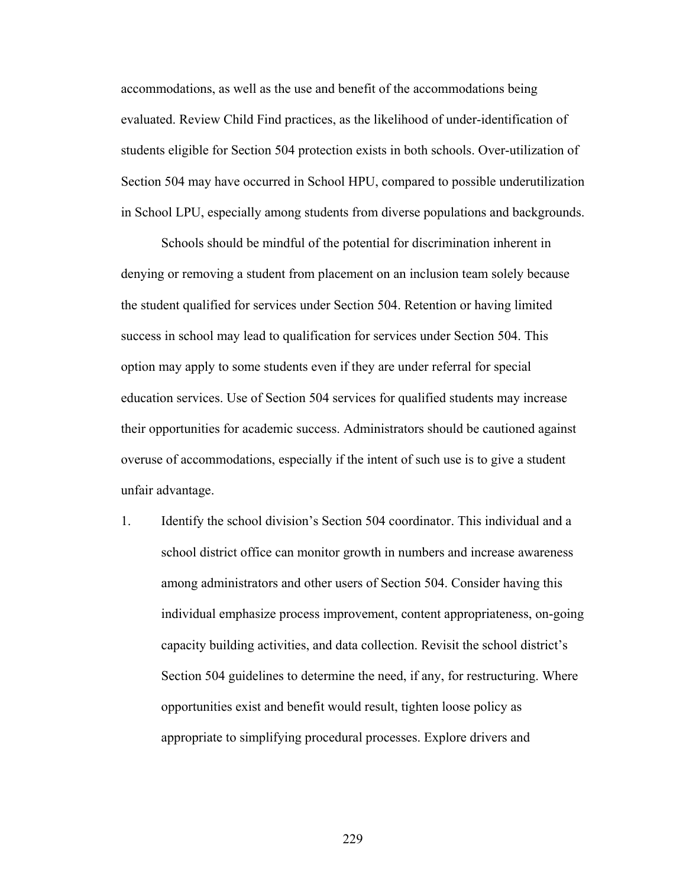accommodations, as well as the use and benefit of the accommodations being evaluated. Review Child Find practices, as the likelihood of under-identification of students eligible for Section 504 protection exists in both schools. Over-utilization of Section 504 may have occurred in School HPU, compared to possible underutilization in School LPU, especially among students from diverse populations and backgrounds.

Schools should be mindful of the potential for discrimination inherent in denying or removing a student from placement on an inclusion team solely because the student qualified for services under Section 504. Retention or having limited success in school may lead to qualification for services under Section 504. This option may apply to some students even if they are under referral for special education services. Use of Section 504 services for qualified students may increase their opportunities for academic success. Administrators should be cautioned against overuse of accommodations, especially if the intent of such use is to give a student unfair advantage.

1. Identify the school division's Section 504 coordinator. This individual and a school district office can monitor growth in numbers and increase awareness among administrators and other users of Section 504. Consider having this individual emphasize process improvement, content appropriateness, on-going capacity building activities, and data collection. Revisit the school district's Section 504 guidelines to determine the need, if any, for restructuring. Where opportunities exist and benefit would result, tighten loose policy as appropriate to simplifying procedural processes. Explore drivers and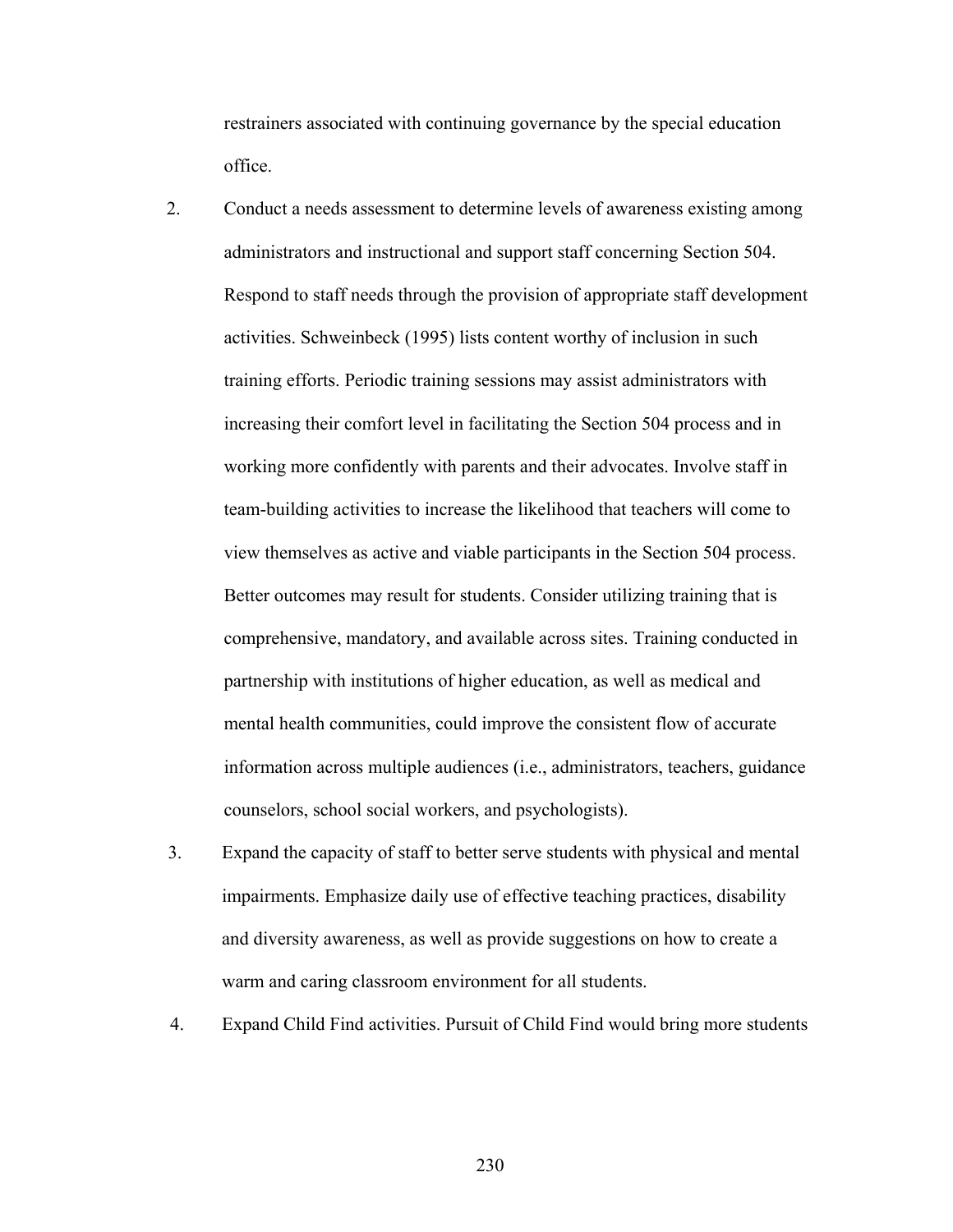restrainers associated with continuing governance by the special education office.

2. Conduct a needs assessment to determine levels of awareness existing among administrators and instructional and support staff concerning Section 504. Respond to staff needs through the provision of appropriate staff development activities. Schweinbeck (1995) lists content worthy of inclusion in such training efforts. Periodic training sessions may assist administrators with increasing their comfort level in facilitating the Section 504 process and in working more confidently with parents and their advocates. Involve staff in team-building activities to increase the likelihood that teachers will come to view themselves as active and viable participants in the Section 504 process. Better outcomes may result for students. Consider utilizing training that is comprehensive, mandatory, and available across sites. Training conducted in partnership with institutions of higher education, as well as medical and mental health communities, could improve the consistent flow of accurate information across multiple audiences (i.e., administrators, teachers, guidance counselors, school social workers, and psychologists).

3. Expand the capacity of staff to better serve students with physical and mental impairments. Emphasize daily use of effective teaching practices, disability and diversity awareness, as well as provide suggestions on how to create a warm and caring classroom environment for all students.

4. Expand Child Find activities. Pursuit of Child Find would bring more students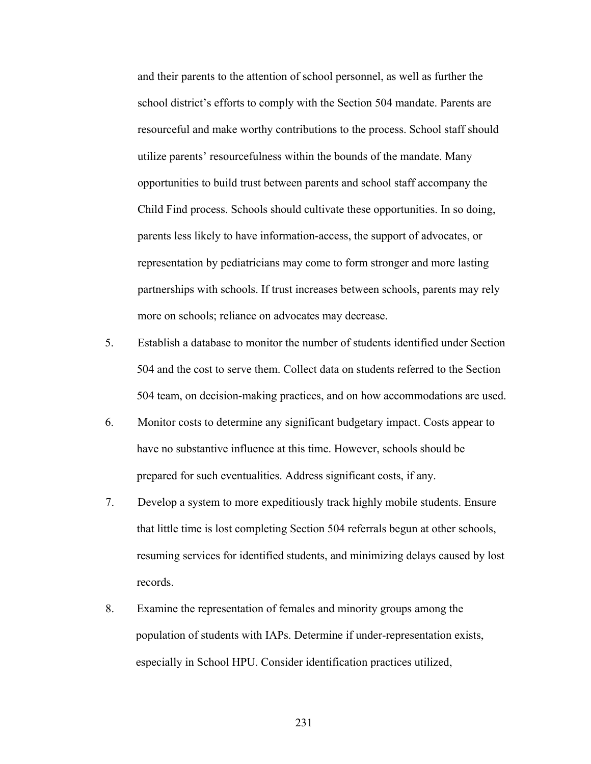and their parents to the attention of school personnel, as well as further the school district's efforts to comply with the Section 504 mandate. Parents are resourceful and make worthy contributions to the process. School staff should utilize parents' resourcefulness within the bounds of the mandate. Many opportunities to build trust between parents and school staff accompany the Child Find process. Schools should cultivate these opportunities. In so doing, parents less likely to have information-access, the support of advocates, or representation by pediatricians may come to form stronger and more lasting partnerships with schools. If trust increases between schools, parents may rely more on schools; reliance on advocates may decrease.

5. Establish a database to monitor the number of students identified under Section 504 and the cost to serve them. Collect data on students referred to the Section 504 team, on decision-making practices, and on how accommodations are used.
6. Monitor costs to determine any significant budgetary impact. Costs appear to have no substantive influence at this time. However, schools should be prepared for such eventualities. Address significant costs, if any.
7. Develop a system to more expeditiously track highly mobile students. Ensure that little time is lost completing Section 504 referrals begun at other schools, resuming services for identified students, and minimizing delays caused by lost records.
8. Examine the representation of females and minority groups among the population of students with IAPs. Determine if under-representation exists, especially in School HPU. Consider identification practices utilized,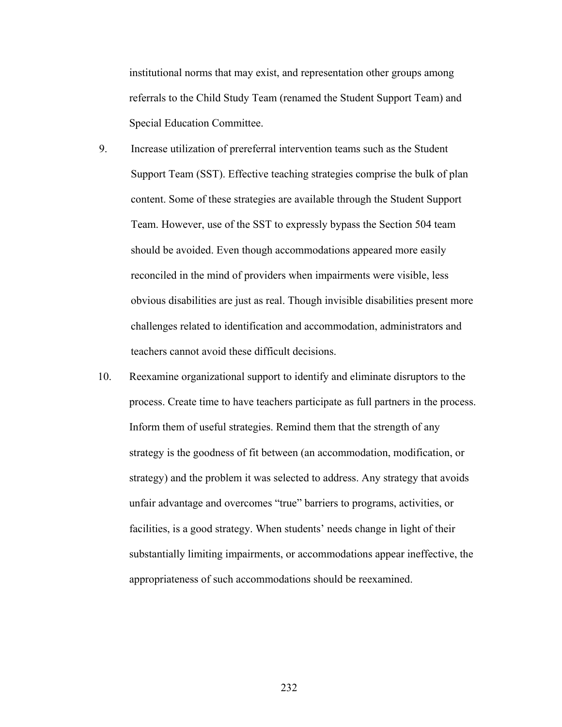institutional norms that may exist, and representation other groups among referrals to the Child Study Team (renamed the Student Support Team) and Special Education Committee.

9. Increase utilization of prereferral intervention teams such as the Student Support Team (SST). Effective teaching strategies comprise the bulk of plan content. Some of these strategies are available through the Student Support Team. However, use of the SST to expressly bypass the Section 504 team should be avoided. Even though accommodations appeared more easily reconciled in the mind of providers when impairments were visible, less obvious disabilities are just as real. Though invisible disabilities present more challenges related to identification and accommodation, administrators and teachers cannot avoid these difficult decisions.

10. Reexamine organizational support to identify and eliminate disruptors to the process. Create time to have teachers participate as full partners in the process. Inform them of useful strategies. Remind them that the strength of any strategy is the goodness of fit between (an accommodation, modification, or strategy) and the problem it was selected to address. Any strategy that avoids unfair advantage and overcomes "true" barriers to programs, activities, or facilities, is a good strategy. When students' needs change in light of their substantially limiting impairments, or accommodations appear ineffective, the appropriateness of such accommodations should be reexamined.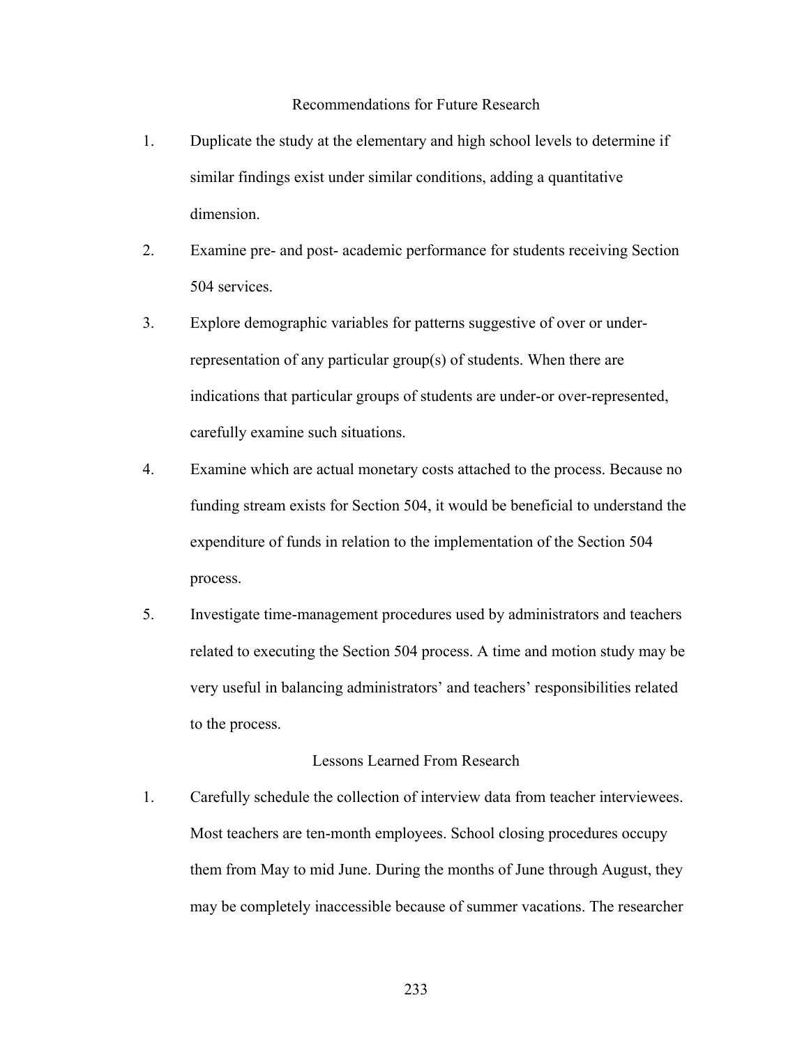## Recommendations for Future Research

1. Duplicate the study at the elementary and high school levels to determine if similar findings exist under similar conditions, adding a quantitative dimension.
2. Examine pre- and post- academic performance for students receiving Section 504 services.
3. Explore demographic variables for patterns suggestive of over or under-representation of any particular group(s) of students. When there are indications that particular groups of students are under-or over-represented, carefully examine such situations.
4. Examine which are actual monetary costs attached to the process. Because no funding stream exists for Section 504, it would be beneficial to understand the expenditure of funds in relation to the implementation of the Section 504 process.
5. Investigate time-management procedures used by administrators and teachers related to executing the Section 504 process. A time and motion study may be very useful in balancing administrators' and teachers' responsibilities related to the process.

## Lessons Learned From Research

1. Carefully schedule the collection of interview data from teacher interviewees. Most teachers are ten-month employees. School closing procedures occupy them from May to mid June. During the months of June through August, they may be completely inaccessible because of summer vacations. The researcher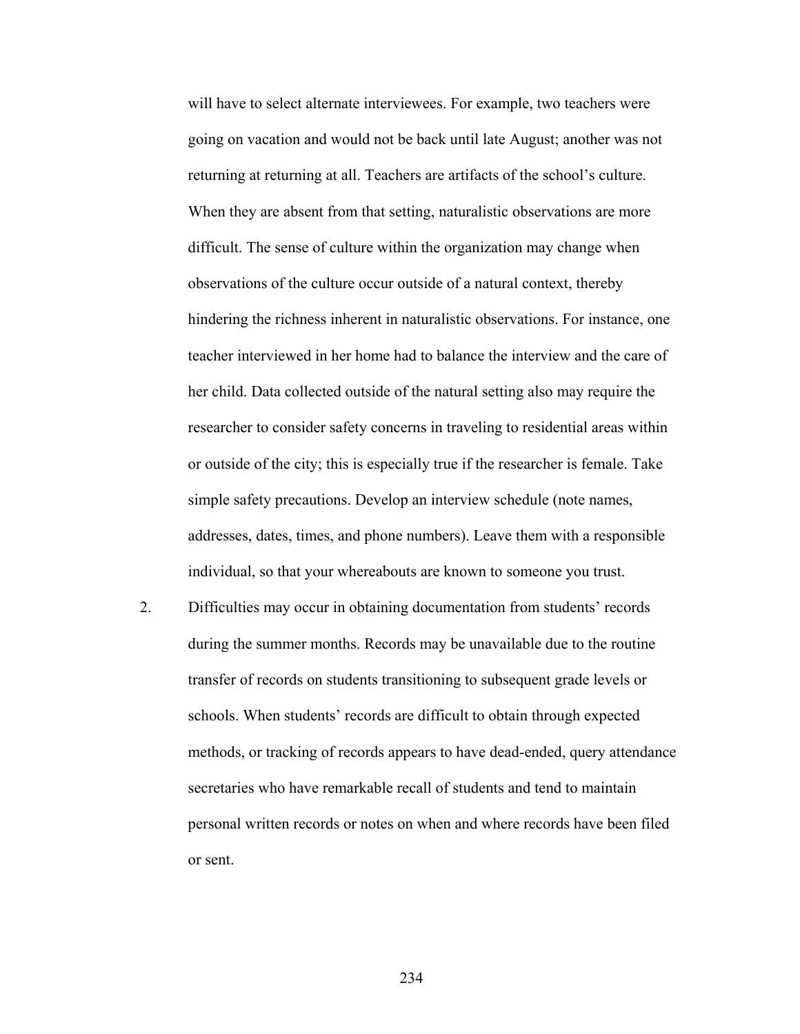will have to select alternate interviewees. For example, two teachers were going on vacation and would not be back until late August; another was not returning at returning at all. Teachers are artifacts of the school's culture. When they are absent from that setting, naturalistic observations are more difficult. The sense of culture within the organization may change when observations of the culture occur outside of a natural context, thereby hindering the richness inherent in naturalistic observations. For instance, one teacher interviewed in her home had to balance the interview and the care of her child. Data collected outside of the natural setting also may require the researcher to consider safety concerns in traveling to residential areas within or outside of the city; this is especially true if the researcher is female. Take simple safety precautions. Develop an interview schedule (note names, addresses, dates, times, and phone numbers). Leave them with a responsible individual, so that your whereabouts are known to someone you trust.

2. Difficulties may occur in obtaining documentation from students' records during the summer months. Records may be unavailable due to the routine transfer of records on students transitioning to subsequent grade levels or schools. When students' records are difficult to obtain through expected methods, or tracking of records appears to have dead-ended, query attendance secretaries who have remarkable recall of students and tend to maintain personal written records or notes on when and where records have been filed or sent.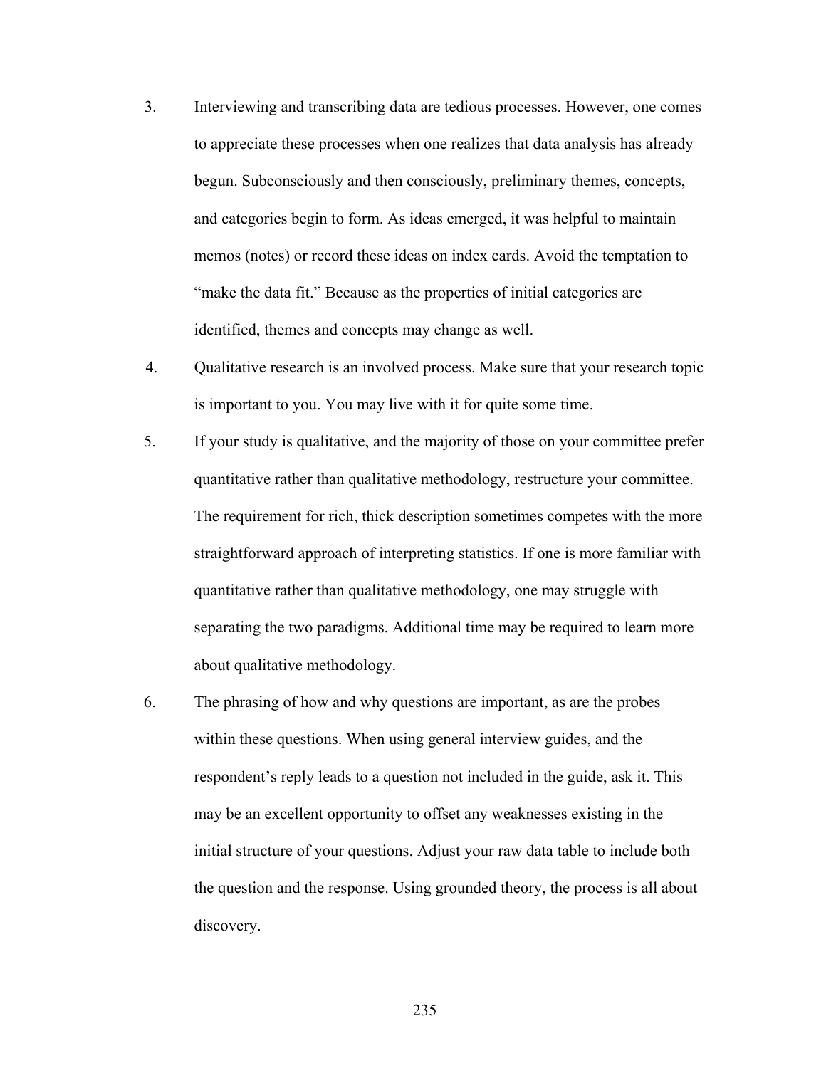3. Interviewing and transcribing data are tedious processes. However, one comes to appreciate these processes when one realizes that data analysis has already begun. Subconsciously and then consciously, preliminary themes, concepts, and categories begin to form. As ideas emerged, it was helpful to maintain memos (notes) or record these ideas on index cards. Avoid the temptation to "make the data fit." Because as the properties of initial categories are identified, themes and concepts may change as well.

4. Qualitative research is an involved process. Make sure that your research topic is important to you. You may live with it for quite some time.

5. If your study is qualitative, and the majority of those on your committee prefer quantitative rather than qualitative methodology, restructure your committee. The requirement for rich, thick description sometimes competes with the more straightforward approach of interpreting statistics. If one is more familiar with quantitative rather than qualitative methodology, one may struggle with separating the two paradigms. Additional time may be required to learn more about qualitative methodology.

6. The phrasing of how and why questions are important, as are the probes within these questions. When using general interview guides, and the respondent's reply leads to a question not included in the guide, ask it. This may be an excellent opportunity to offset any weaknesses existing in the initial structure of your questions. Adjust your raw data table to include both the question and the response. Using grounded theory, the process is all about discovery.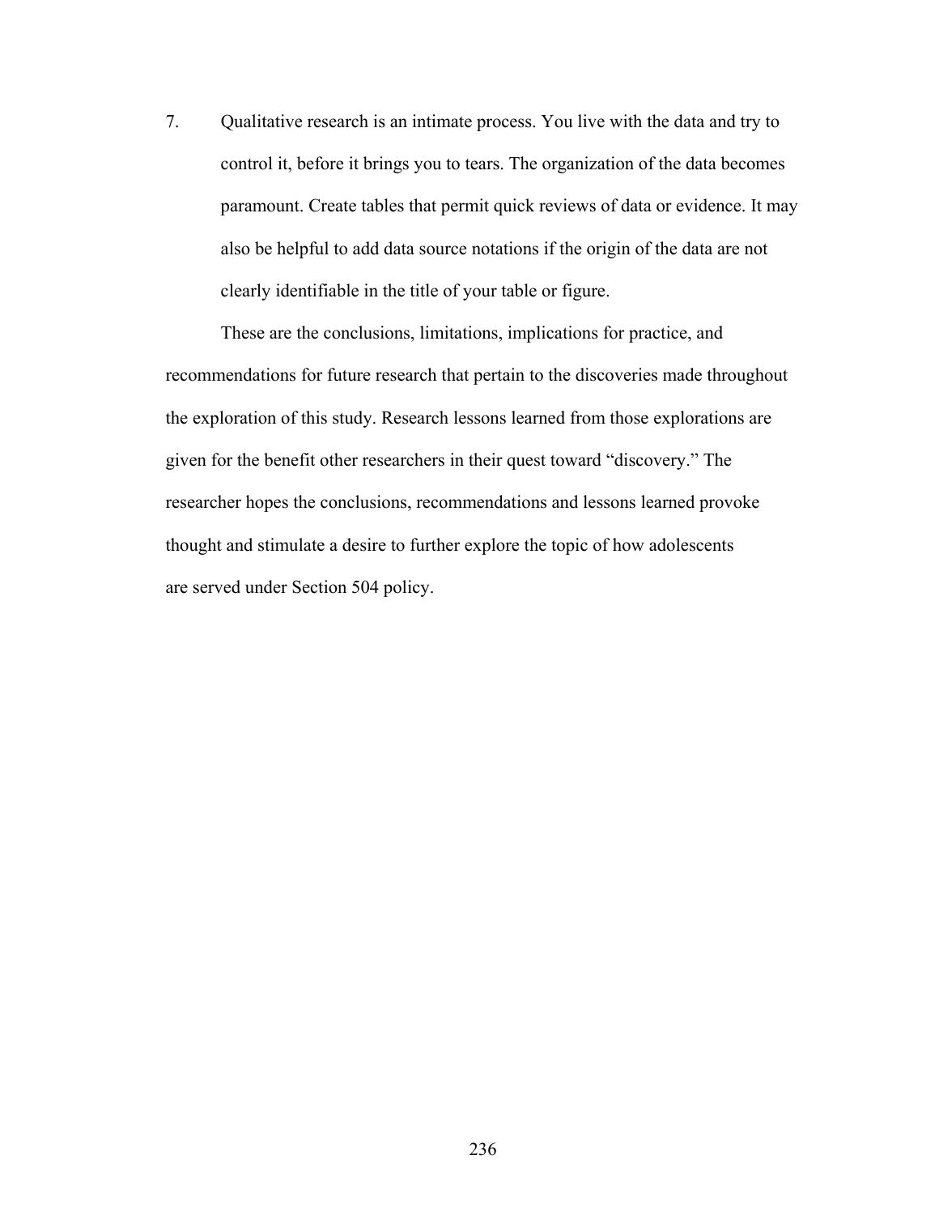7. Qualitative research is an intimate process. You live with the data and try to control it, before it brings you to tears. The organization of the data becomes paramount. Create tables that permit quick reviews of data or evidence. It may also be helpful to add data source notations if the origin of the data are not clearly identifiable in the title of your table or figure.

These are the conclusions, limitations, implications for practice, and recommendations for future research that pertain to the discoveries made throughout the exploration of this study. Research lessons learned from those explorations are given for the benefit other researchers in their quest toward "discovery." The researcher hopes the conclusions, recommendations and lessons learned provoke thought and stimulate a desire to further explore the topic of how adolescents are served under Section 504 policy.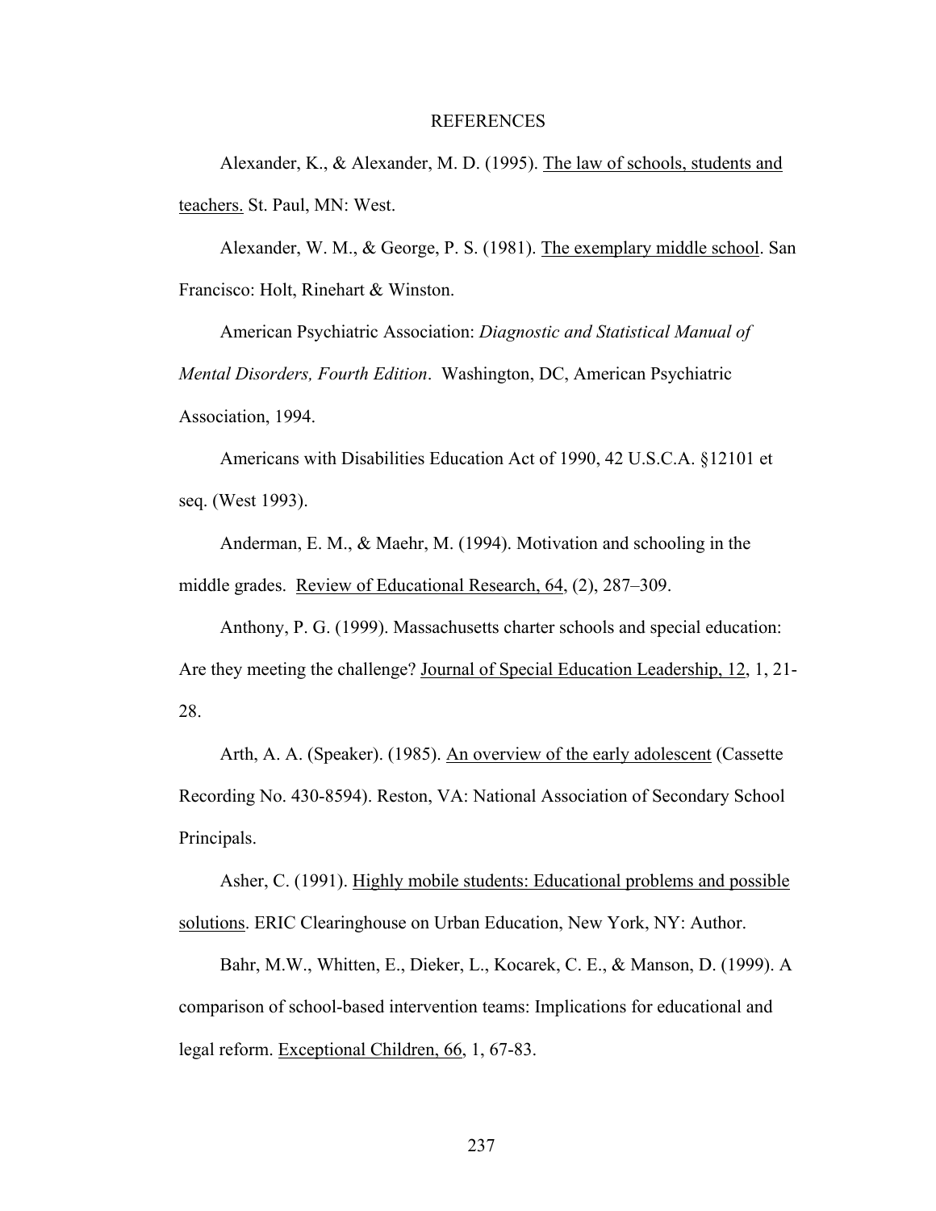# REFERENCES

Alexander, K., & Alexander, M. D. (1995). <u>The law of schools, students and teachers.</u> St. Paul, MN: West.

Alexander, W. M., & George, P. S. (1981). <u>The exemplary middle school</u>. San Francisco: Holt, Rinehart & Winston.

American Psychiatric Association: *Diagnostic and Statistical Manual of Mental Disorders, Fourth Edition*. Washington, DC, American Psychiatric Association, 1994.

Americans with Disabilities Education Act of 1990, 42 U.S.C.A. §12101 et seq. (West 1993).

Anderman, E. M., & Maehr, M. (1994). Motivation and schooling in the middle grades. <u>Review of Educational Research, 64</u>, (2), 287–309.

Anthony, P. G. (1999). Massachusetts charter schools and special education: Are they meeting the challenge? <u>Journal of Special Education Leadership, 12</u>, 1, 21-28.

Arth, A. A. (Speaker). (1985). <u>An overview of the early adolescent</u> (Cassette Recording No. 430-8594). Reston, VA: National Association of Secondary School Principals.

Asher, C. (1991). <u>Highly mobile students: Educational problems and possible solutions</u>. ERIC Clearinghouse on Urban Education, New York, NY: Author.

Bahr, M.W., Whitten, E., Dieker, L., Kocarek, C. E., & Manson, D. (1999). A comparison of school-based intervention teams: Implications for educational and legal reform. <u>Exceptional Children, 66</u>, 1, 67-83.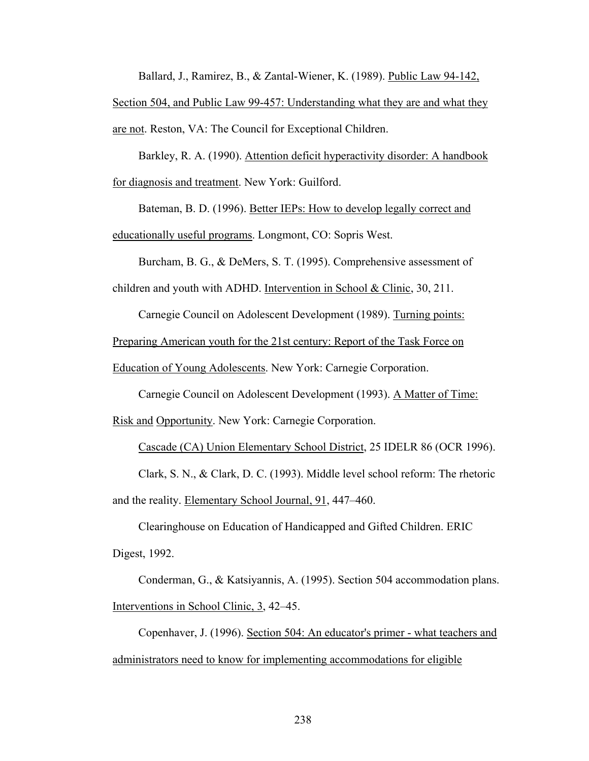Ballard, J., Ramirez, B., & Zantal-Wiener, K. (1989). Public Law 94-142, Section 504, and Public Law 99-457: Understanding what they are and what they are not. Reston, VA: The Council for Exceptional Children.

Barkley, R. A. (1990). Attention deficit hyperactivity disorder: A handbook for diagnosis and treatment. New York: Guilford.

Bateman, B. D. (1996). Better IEPs: How to develop legally correct and educationally useful programs. Longmont, CO: Sopris West.

Burcham, B. G., & DeMers, S. T. (1995). Comprehensive assessment of children and youth with ADHD. Intervention in School & Clinic, 30, 211.

Carnegie Council on Adolescent Development (1989). Turning points: Preparing American youth for the 21st century: Report of the Task Force on Education of Young Adolescents. New York: Carnegie Corporation.

Carnegie Council on Adolescent Development (1993). A Matter of Time: Risk and Opportunity. New York: Carnegie Corporation.

Cascade (CA) Union Elementary School District, 25 IDELR 86 (OCR 1996).

Clark, S. N., & Clark, D. C. (1993). Middle level school reform: The rhetoric and the reality. Elementary School Journal, 91, 447–460.

Clearinghouse on Education of Handicapped and Gifted Children. ERIC Digest, 1992.

Conderman, G., & Katsiyannis, A. (1995). Section 504 accommodation plans. Interventions in School Clinic, 3, 42–45.

Copenhaver, J. (1996). Section 504: An educator's primer - what teachers and administrators need to know for implementing accommodations for eligible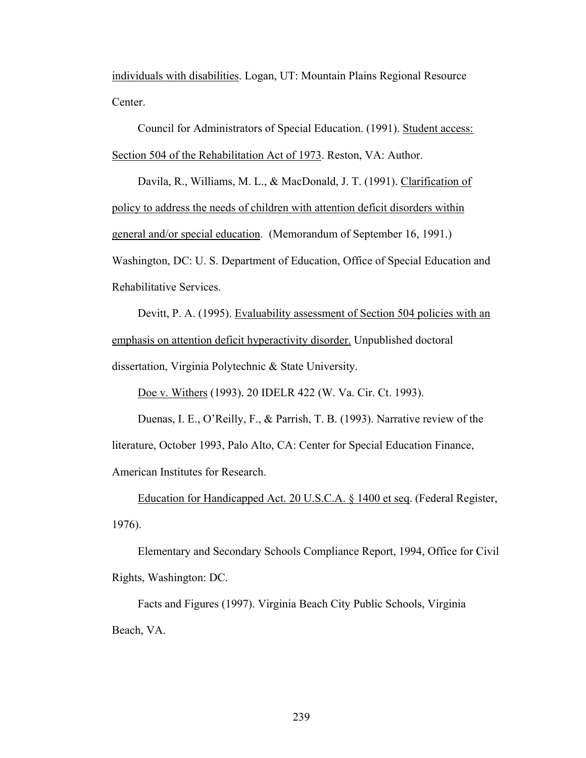individuals with disabilities. Logan, UT: Mountain Plains Regional Resource Center.

Council for Administrators of Special Education. (1991). Student access: Section 504 of the Rehabilitation Act of 1973. Reston, VA: Author.

Davila, R., Williams, M. L., & MacDonald, J. T. (1991). Clarification of policy to address the needs of children with attention deficit disorders within general and/or special education. (Memorandum of September 16, 1991.) Washington, DC: U. S. Department of Education, Office of Special Education and Rehabilitative Services.

Devitt, P. A. (1995). Evaluability assessment of Section 504 policies with an emphasis on attention deficit hyperactivity disorder. Unpublished doctoral dissertation, Virginia Polytechnic & State University.

Doe v. Withers (1993). 20 IDELR 422 (W. Va. Cir. Ct. 1993).

Duenas, I. E., O'Reilly, F., & Parrish, T. B. (1993). Narrative review of the literature, October 1993, Palo Alto, CA: Center for Special Education Finance, American Institutes for Research.

Education for Handicapped Act. 20 U.S.C.A. § 1400 et seq. (Federal Register, 1976).

Elementary and Secondary Schools Compliance Report, 1994, Office for Civil Rights, Washington: DC.

Facts and Figures (1997). Virginia Beach City Public Schools, Virginia Beach, VA.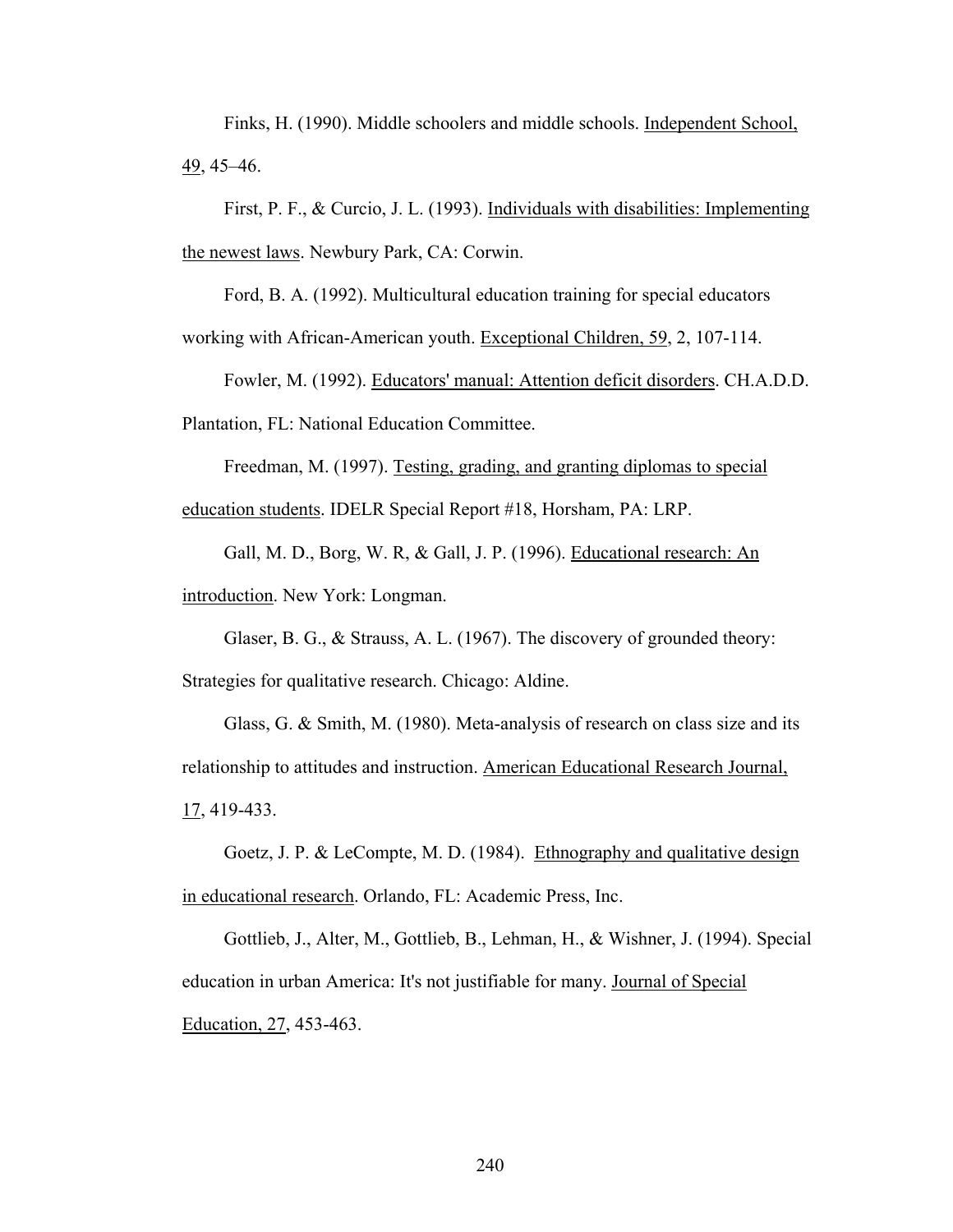Finks, H. (1990). Middle schoolers and middle schools. Independent School, 49, 45–46.

First, P. F., & Curcio, J. L. (1993). Individuals with disabilities: Implementing the newest laws. Newbury Park, CA: Corwin.

Ford, B. A. (1992). Multicultural education training for special educators working with African-American youth. Exceptional Children, 59, 2, 107-114.

Fowler, M. (1992). Educators' manual: Attention deficit disorders. CH.A.D.D. Plantation, FL: National Education Committee.

Freedman, M. (1997). Testing, grading, and granting diplomas to special education students. IDELR Special Report #18, Horsham, PA: LRP.

Gall, M. D., Borg, W. R, & Gall, J. P. (1996). Educational research: An introduction. New York: Longman.

Glaser, B. G., & Strauss, A. L. (1967). The discovery of grounded theory: Strategies for qualitative research. Chicago: Aldine.

Glass, G. & Smith, M. (1980). Meta-analysis of research on class size and its relationship to attitudes and instruction. American Educational Research Journal, 17, 419-433.

Goetz, J. P. & LeCompte, M. D. (1984). Ethnography and qualitative design in educational research. Orlando, FL: Academic Press, Inc.

Gottlieb, J., Alter, M., Gottlieb, B., Lehman, H., & Wishner, J. (1994). Special education in urban America: It's not justifiable for many. Journal of Special Education, 27, 453-463.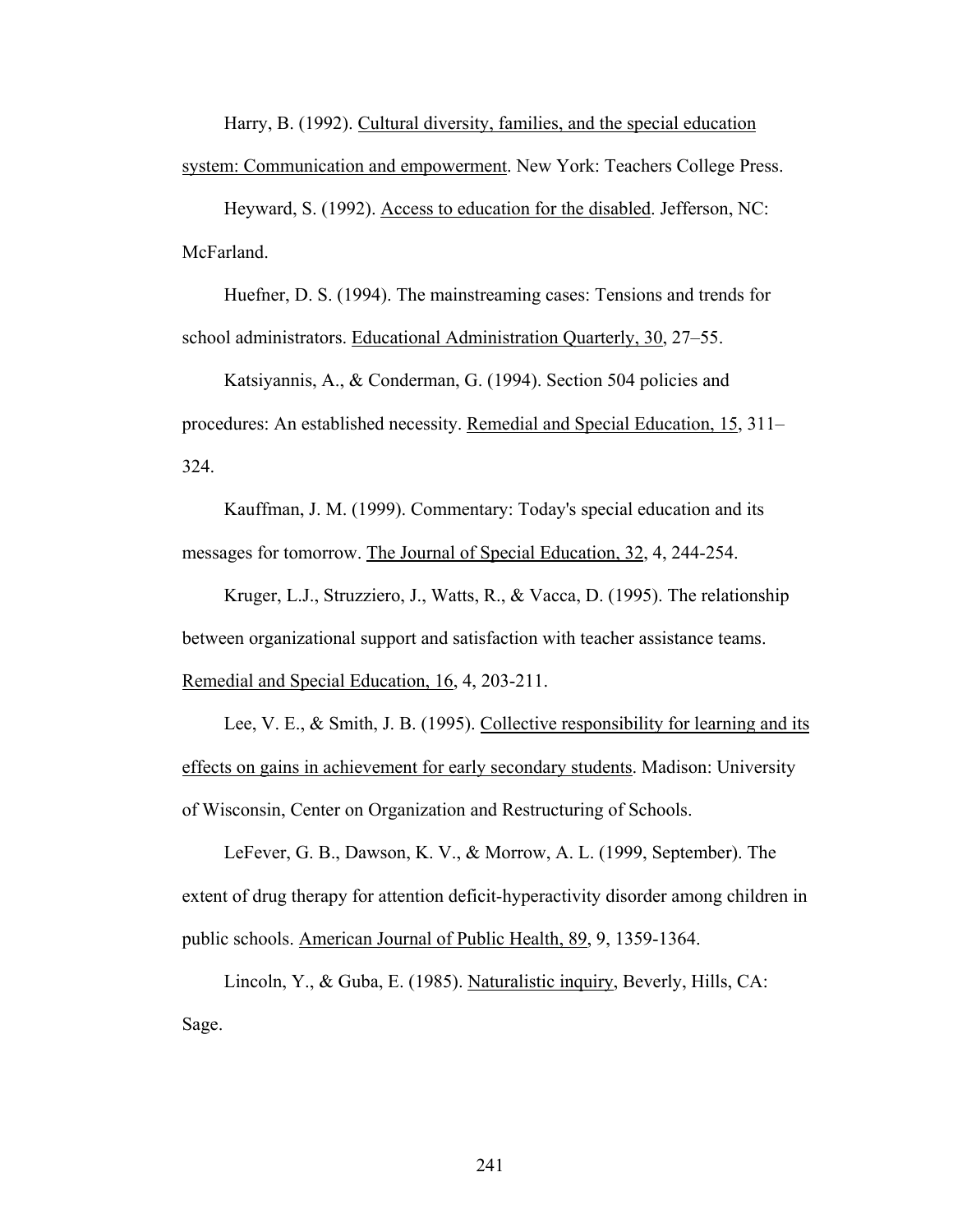Harry, B. (1992). Cultural diversity, families, and the special education system: Communication and empowerment. New York: Teachers College Press.

Heyward, S. (1992). Access to education for the disabled. Jefferson, NC: McFarland.

Huefner, D. S. (1994). The mainstreaming cases: Tensions and trends for school administrators. Educational Administration Quarterly, 30, 27–55.

Katsiyannis, A., & Conderman, G. (1994). Section 504 policies and procedures: An established necessity. Remedial and Special Education, 15, 311–324.

Kauffman, J. M. (1999). Commentary: Today's special education and its messages for tomorrow. The Journal of Special Education, 32, 4, 244-254.

Kruger, L.J., Struzziero, J., Watts, R., & Vacca, D. (1995). The relationship between organizational support and satisfaction with teacher assistance teams. Remedial and Special Education, 16, 4, 203-211.

Lee, V. E., & Smith, J. B. (1995). Collective responsibility for learning and its effects on gains in achievement for early secondary students. Madison: University of Wisconsin, Center on Organization and Restructuring of Schools.

LeFever, G. B., Dawson, K. V., & Morrow, A. L. (1999, September). The extent of drug therapy for attention deficit-hyperactivity disorder among children in public schools. American Journal of Public Health, 89, 9, 1359-1364.

Lincoln, Y., & Guba, E. (1985). Naturalistic inquiry, Beverly, Hills, CA: Sage.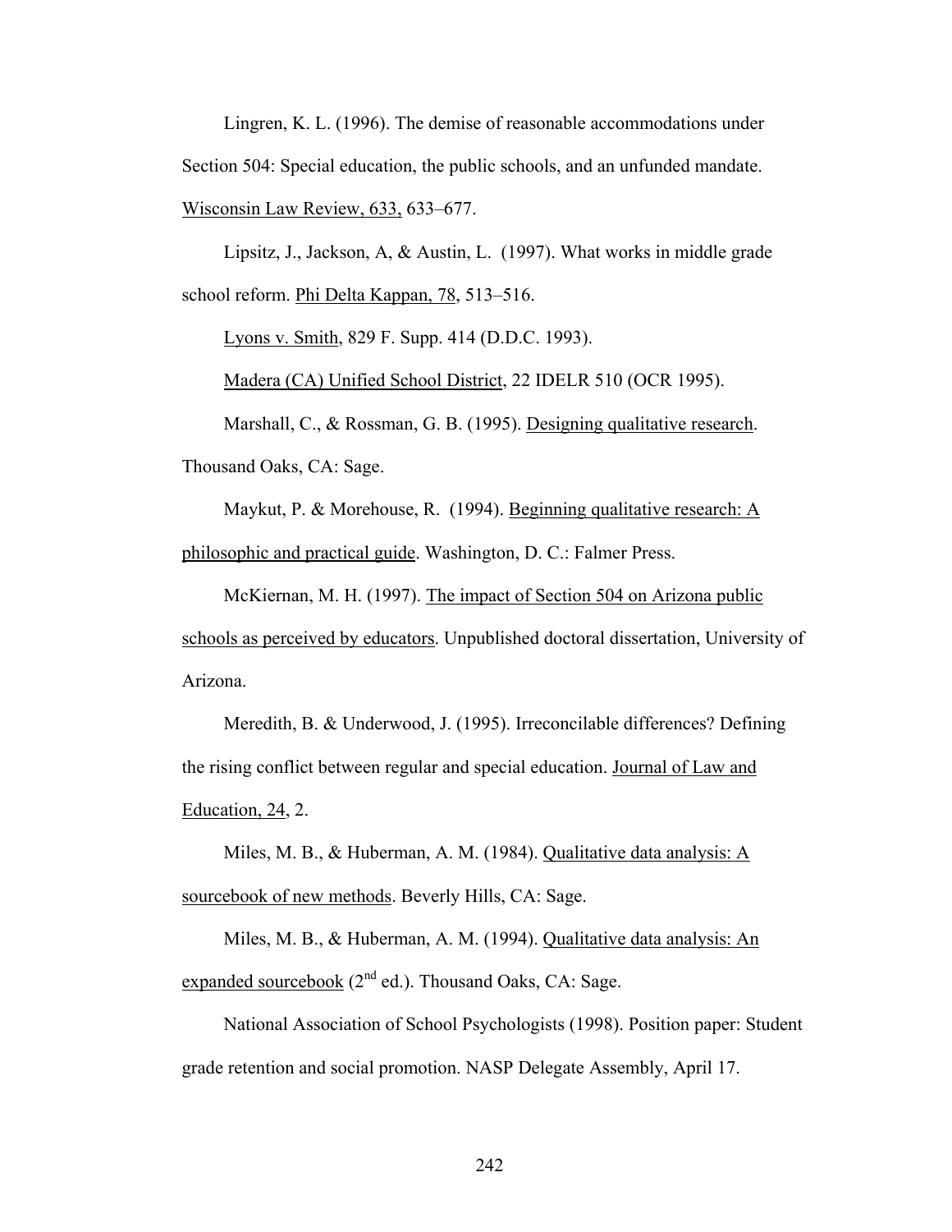Lingren, K. L. (1996). The demise of reasonable accommodations under Section 504: Special education, the public schools, and an unfunded mandate. Wisconsin Law Review, 633, 633–677.

Lipsitz, J., Jackson, A, & Austin, L. (1997). What works in middle grade school reform. Phi Delta Kappan, 78, 513–516.

Lyons v. Smith, 829 F. Supp. 414 (D.D.C. 1993).

Madera (CA) Unified School District, 22 IDELR 510 (OCR 1995).

Marshall, C., & Rossman, G. B. (1995). Designing qualitative research. Thousand Oaks, CA: Sage.

Maykut, P. & Morehouse, R. (1994). Beginning qualitative research: A philosophic and practical guide. Washington, D. C.: Falmer Press.

McKiernan, M. H. (1997). The impact of Section 504 on Arizona public schools as perceived by educators. Unpublished doctoral dissertation, University of Arizona.

Meredith, B. & Underwood, J. (1995). Irreconcilable differences? Defining the rising conflict between regular and special education. Journal of Law and Education, 24, 2.

Miles, M. B., & Huberman, A. M. (1984). Qualitative data analysis: A sourcebook of new methods. Beverly Hills, CA: Sage.

Miles, M. B., & Huberman, A. M. (1994). Qualitative data analysis: An expanded sourcebook (2nd ed.). Thousand Oaks, CA: Sage.

National Association of School Psychologists (1998). Position paper: Student grade retention and social promotion. NASP Delegate Assembly, April 17.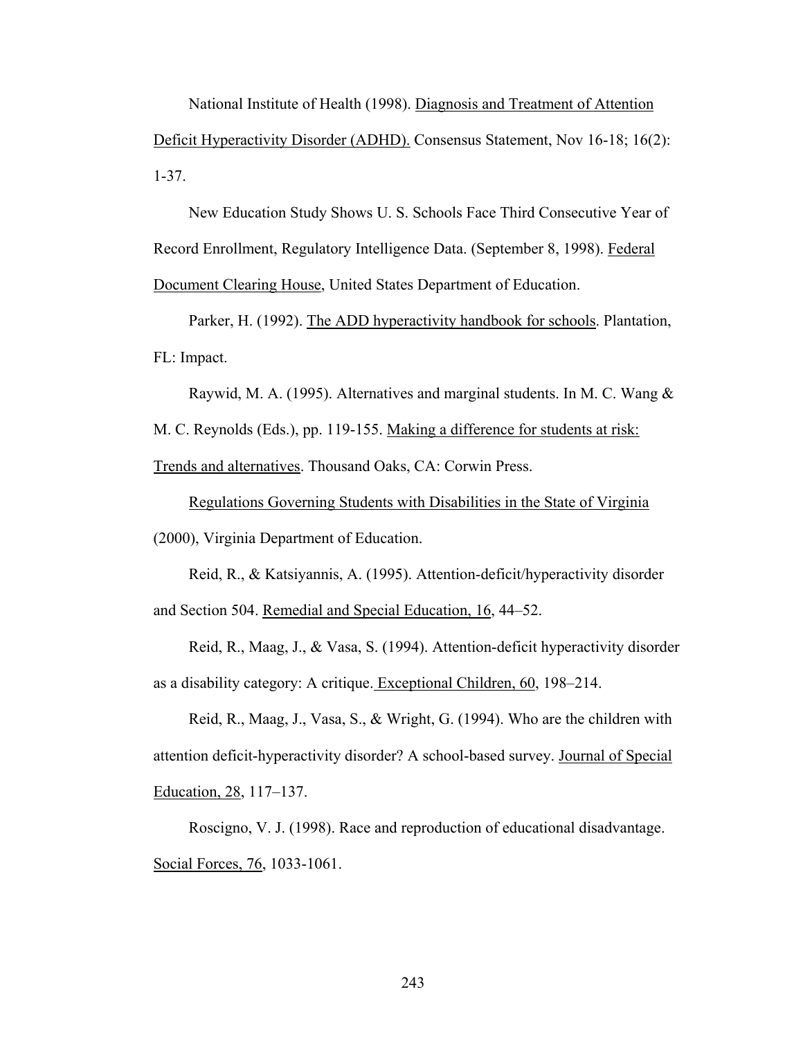National Institute of Health (1998). Diagnosis and Treatment of Attention Deficit Hyperactivity Disorder (ADHD). Consensus Statement, Nov 16-18; 16(2): 1-37.

New Education Study Shows U. S. Schools Face Third Consecutive Year of Record Enrollment, Regulatory Intelligence Data. (September 8, 1998). Federal Document Clearing House, United States Department of Education.

Parker, H. (1992). The ADD hyperactivity handbook for schools. Plantation, FL: Impact.

Raywid, M. A. (1995). Alternatives and marginal students. In M. C. Wang & M. C. Reynolds (Eds.), pp. 119-155. Making a difference for students at risk: Trends and alternatives. Thousand Oaks, CA: Corwin Press.

Regulations Governing Students with Disabilities in the State of Virginia (2000), Virginia Department of Education.

Reid, R., & Katsiyannis, A. (1995). Attention-deficit/hyperactivity disorder and Section 504. Remedial and Special Education, 16, 44–52.

Reid, R., Maag, J., & Vasa, S. (1994). Attention-deficit hyperactivity disorder as a disability category: A critique. Exceptional Children, 60, 198–214.

Reid, R., Maag, J., Vasa, S., & Wright, G. (1994). Who are the children with attention deficit-hyperactivity disorder? A school-based survey. Journal of Special Education, 28, 117–137.

Roscigno, V. J. (1998). Race and reproduction of educational disadvantage. Social Forces, 76, 1033-1061.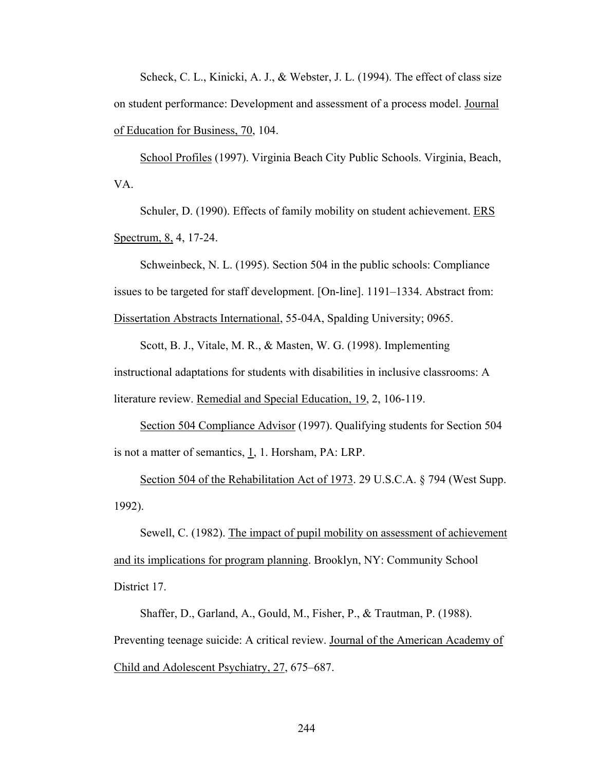Scheck, C. L., Kinicki, A. J., & Webster, J. L. (1994). The effect of class size on student performance: Development and assessment of a process model. Journal of Education for Business, 70, 104.

School Profiles (1997). Virginia Beach City Public Schools. Virginia, Beach, VA.

Schuler, D. (1990). Effects of family mobility on student achievement. ERS Spectrum, 8, 4, 17-24.

Schweinbeck, N. L. (1995). Section 504 in the public schools: Compliance issues to be targeted for staff development. [On-line]. 1191–1334. Abstract from: Dissertation Abstracts International, 55-04A, Spalding University; 0965.

Scott, B. J., Vitale, M. R., & Masten, W. G. (1998). Implementing instructional adaptations for students with disabilities in inclusive classrooms: A literature review. Remedial and Special Education, 19, 2, 106-119.

Section 504 Compliance Advisor (1997). Qualifying students for Section 504 is not a matter of semantics, 1, 1. Horsham, PA: LRP.

Section 504 of the Rehabilitation Act of 1973. 29 U.S.C.A. § 794 (West Supp. 1992).

Sewell, C. (1982). The impact of pupil mobility on assessment of achievement and its implications for program planning. Brooklyn, NY: Community School District 17.

Shaffer, D., Garland, A., Gould, M., Fisher, P., & Trautman, P. (1988). Preventing teenage suicide: A critical review. Journal of the American Academy of Child and Adolescent Psychiatry, 27, 675–687.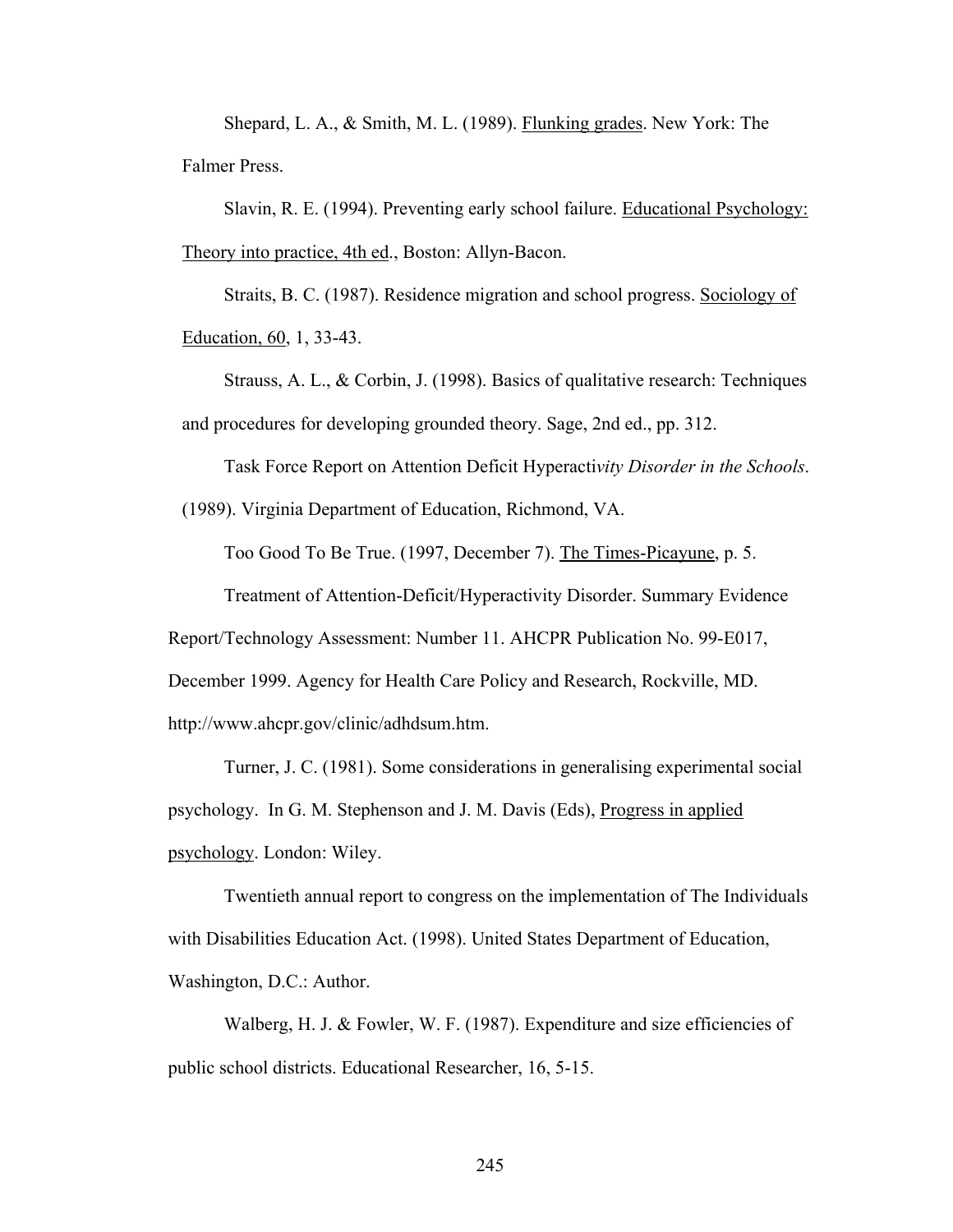Shepard, L. A., & Smith, M. L. (1989). Flunking grades. New York: The Falmer Press.

Slavin, R. E. (1994). Preventing early school failure. Educational Psychology: Theory into practice, 4th ed., Boston: Allyn-Bacon.

Straits, B. C. (1987). Residence migration and school progress. Sociology of Education, 60, 1, 33-43.

Strauss, A. L., & Corbin, J. (1998). Basics of qualitative research: Techniques and procedures for developing grounded theory. Sage, 2nd ed., pp. 312.

Task Force Report on Attention Deficit Hyperacti*vity Disorder in the Schools*. (1989). Virginia Department of Education, Richmond, VA.

Too Good To Be True. (1997, December 7). The Times-Picayune, p. 5.

Treatment of Attention-Deficit/Hyperactivity Disorder. Summary Evidence Report/Technology Assessment: Number 11. AHCPR Publication No. 99-E017, December 1999. Agency for Health Care Policy and Research, Rockville, MD. http://www.ahcpr.gov/clinic/adhdsum.htm.

Turner, J. C. (1981). Some considerations in generalising experimental social psychology. In G. M. Stephenson and J. M. Davis (Eds), Progress in applied psychology. London: Wiley.

Twentieth annual report to congress on the implementation of The Individuals with Disabilities Education Act. (1998). United States Department of Education, Washington, D.C.: Author.

Walberg, H. J. & Fowler, W. F. (1987). Expenditure and size efficiencies of public school districts. Educational Researcher, 16, 5-15.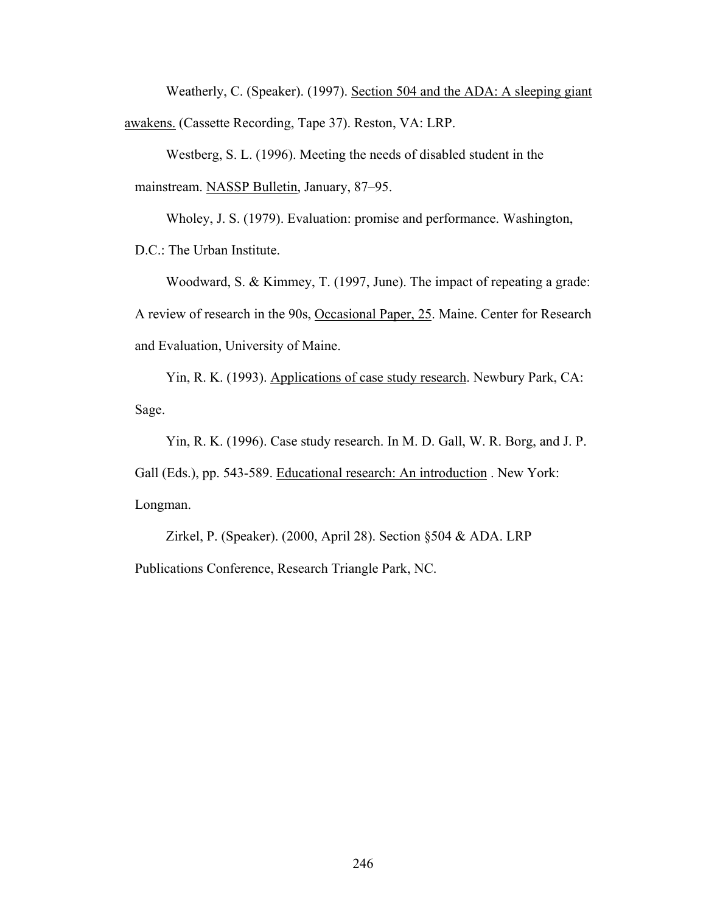Weatherly, C. (Speaker). (1997). Section 504 and the ADA: A sleeping giant awakens. (Cassette Recording, Tape 37). Reston, VA: LRP.

Westberg, S. L. (1996). Meeting the needs of disabled student in the mainstream. NASSP Bulletin, January, 87–95.

Wholey, J. S. (1979). Evaluation: promise and performance. Washington, D.C.: The Urban Institute.

Woodward, S. & Kimmey, T. (1997, June). The impact of repeating a grade: A review of research in the 90s, Occasional Paper, 25. Maine. Center for Research and Evaluation, University of Maine.

Yin, R. K. (1993). Applications of case study research. Newbury Park, CA: Sage.

Yin, R. K. (1996). Case study research. In M. D. Gall, W. R. Borg, and J. P. Gall (Eds.), pp. 543-589. Educational research: An introduction . New York: Longman.

Zirkel, P. (Speaker). (2000, April 28). Section §504 & ADA. LRP Publications Conference, Research Triangle Park, NC.